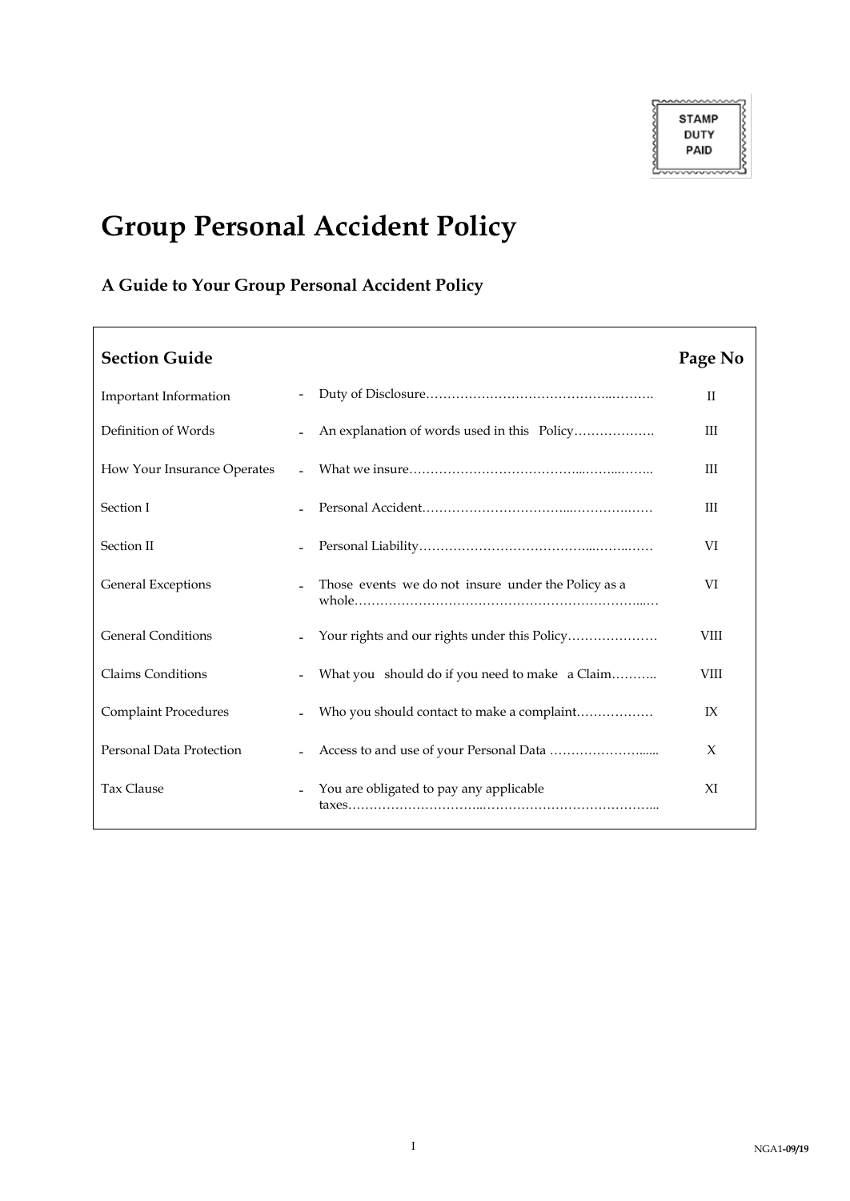STAMP DUTY PAID

# Group Personal Accident Policy

## A Guide to Your Group Personal Accident Policy

| Section Guide | | Page No |
|---|---|---|
| Important Information | - Duty of Disclosure | II |
| Definition of Words | - An explanation of words used in this Policy | III |
| How Your Insurance Operates | - What we insure | III |
| Section I | - Personal Accident | III |
| Section II | - Personal Liability | VI |
| General Exceptions | - Those events we do not insure under the Policy as a whole | VI |
| General Conditions | - Your rights and our rights under this Policy | VIII |
| Claims Conditions | - What you should do if you need to make a Claim | VIII |
| Complaint Procedures | - Who you should contact to make a complaint | IX |
| Personal Data Protection | - Access to and use of your Personal Data | X |
| Tax Clause | - You are obligated to pay any applicable taxes | XI |

NGA1-09/19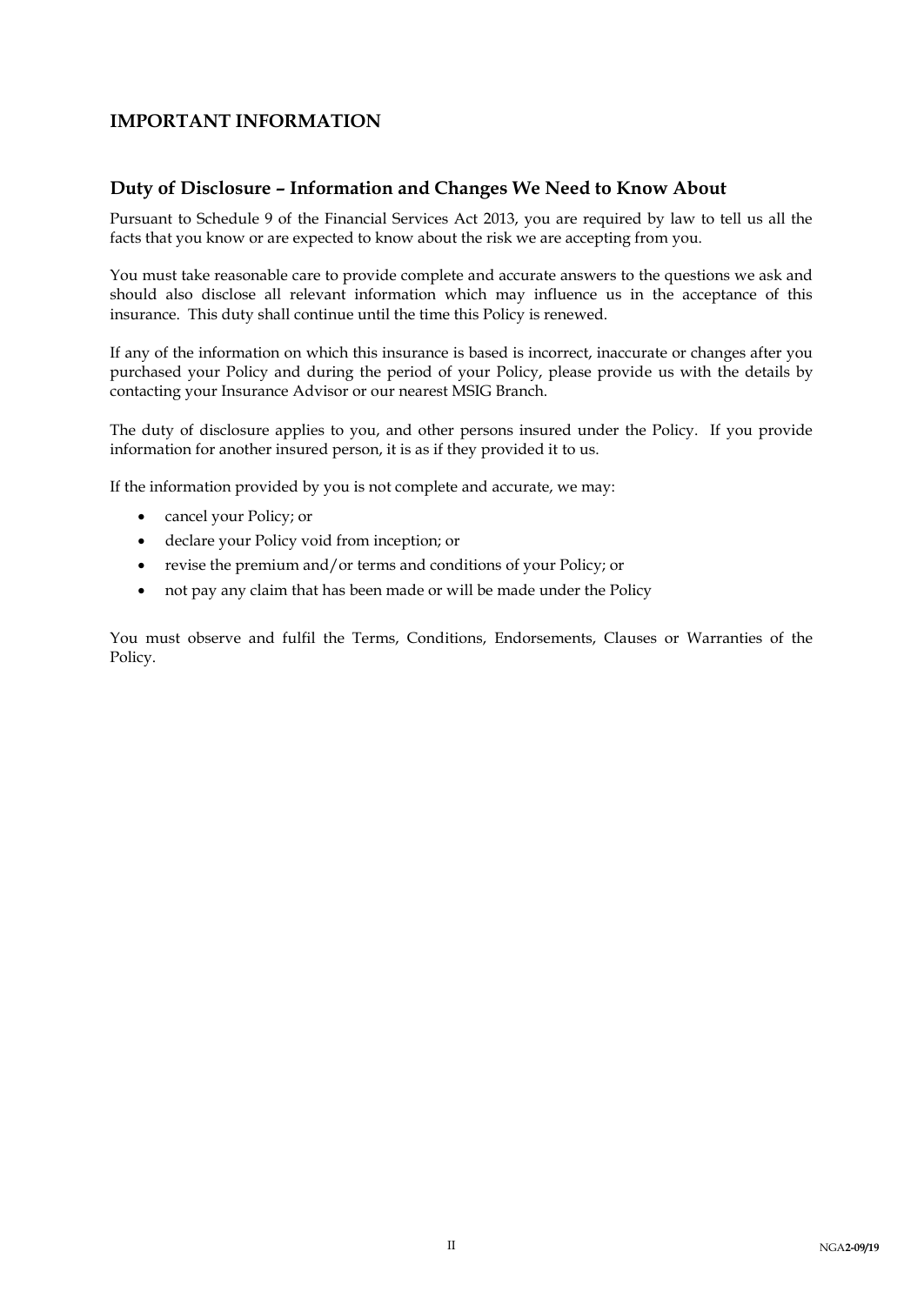## IMPORTANT INFORMATION

### Duty of Disclosure – Information and Changes We Need to Know About

Pursuant to Schedule 9 of the Financial Services Act 2013, you are required by law to tell us all the facts that you know or are expected to know about the risk we are accepting from you.

You must take reasonable care to provide complete and accurate answers to the questions we ask and should also disclose all relevant information which may influence us in the acceptance of this insurance. This duty shall continue until the time this Policy is renewed.

If any of the information on which this insurance is based is incorrect, inaccurate or changes after you purchased your Policy and during the period of your Policy, please provide us with the details by contacting your Insurance Advisor or our nearest MSIG Branch.

The duty of disclosure applies to you, and other persons insured under the Policy. If you provide information for another insured person, it is as if they provided it to us.

If the information provided by you is not complete and accurate, we may:

- cancel your Policy; or
- declare your Policy void from inception; or
- revise the premium and/or terms and conditions of your Policy; or
- not pay any claim that has been made or will be made under the Policy

You must observe and fulfil the Terms, Conditions, Endorsements, Clauses or Warranties of the Policy.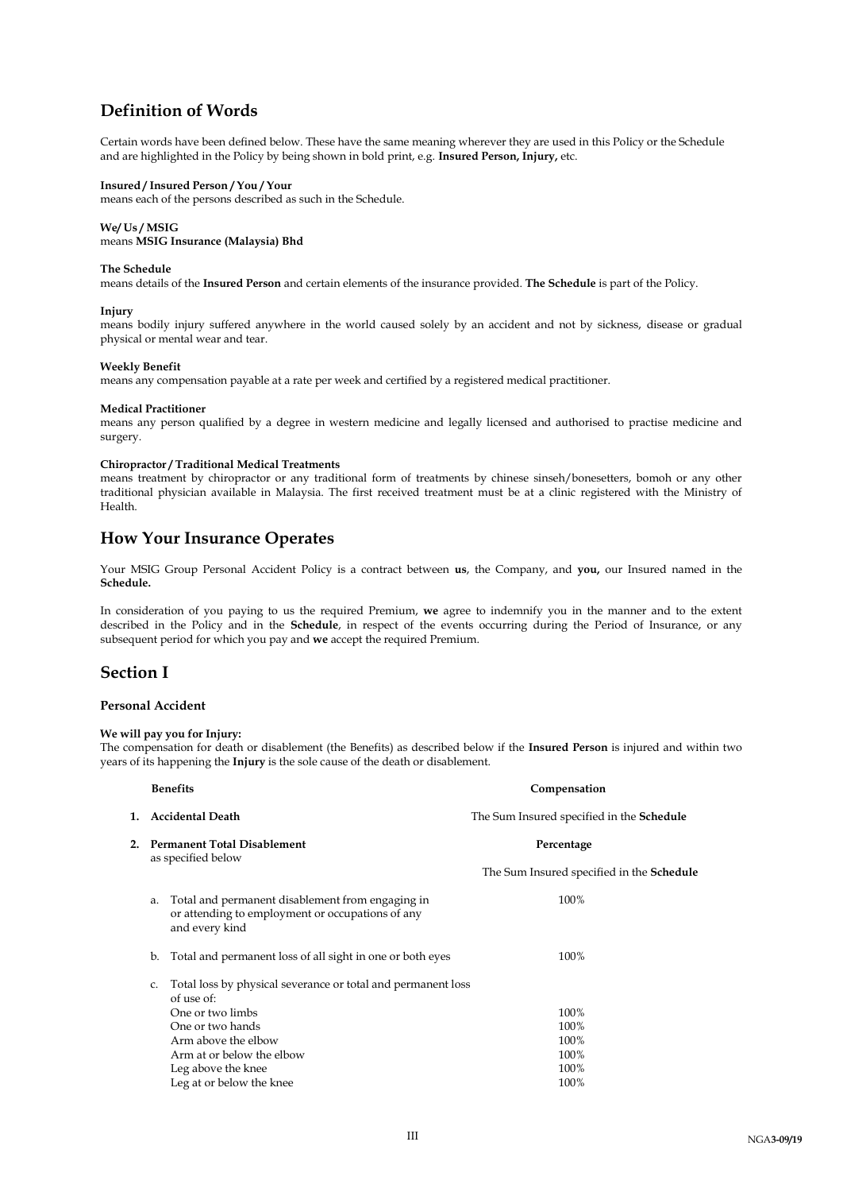## Definition of Words

Certain words have been defined below. These have the same meaning wherever they are used in this Policy or the Schedule and are highlighted in the Policy by being shown in bold print, e.g. **Insured Person, Injury,** etc.

**Insured / Insured Person / You / Your**
means each of the persons described as such in the Schedule.

**We/ Us / MSIG**
means **MSIG Insurance (Malaysia) Bhd**

**The Schedule**
means details of the **Insured Person** and certain elements of the insurance provided. **The Schedule** is part of the Policy.

**Injury**
means bodily injury suffered anywhere in the world caused solely by an accident and not by sickness, disease or gradual physical or mental wear and tear.

**Weekly Benefit**
means any compensation payable at a rate per week and certified by a registered medical practitioner.

**Medical Practitioner**
means any person qualified by a degree in western medicine and legally licensed and authorised to practise medicine and surgery.

**Chiropractor / Traditional Medical Treatments**
means treatment by chiropractor or any traditional form of treatments by chinese sinseh/bonesetters, bomoh or any other traditional physician available in Malaysia. The first received treatment must be at a clinic registered with the Ministry of Health.

## How Your Insurance Operates

Your MSIG Group Personal Accident Policy is a contract between **us**, the Company, and **you,** our Insured named in the **Schedule.**

In consideration of you paying to us the required Premium, **we** agree to indemnify you in the manner and to the extent described in the Policy and in the **Schedule**, in respect of the events occurring during the Period of Insurance, or any subsequent period for which you pay and **we** accept the required Premium.

## Section I

### Personal Accident

**We will pay you for Injury:**
The compensation for death or disablement (the Benefits) as described below if the **Insured Person** is injured and within two years of its happening the **Injury** is the sole cause of the death or disablement.

| **Benefits** | **Compensation** |
|---|---|
| **1. Accidental Death** | The Sum Insured specified in the **Schedule** |
| **2. Permanent Total Disablement** as specified below | **Percentage**<br>The Sum Insured specified in the **Schedule** |
| a. Total and permanent disablement from engaging in or attending to employment or occupations of any and every kind | 100% |
| b. Total and permanent loss of all sight in one or both eyes | 100% |
| c. Total loss by physical severance or total and permanent loss of use of: | |
| One or two limbs | 100% |
| One or two hands | 100% |
| Arm above the elbow | 100% |
| Arm at or below the elbow | 100% |
| Leg above the knee | 100% |
| Leg at or below the knee | 100% |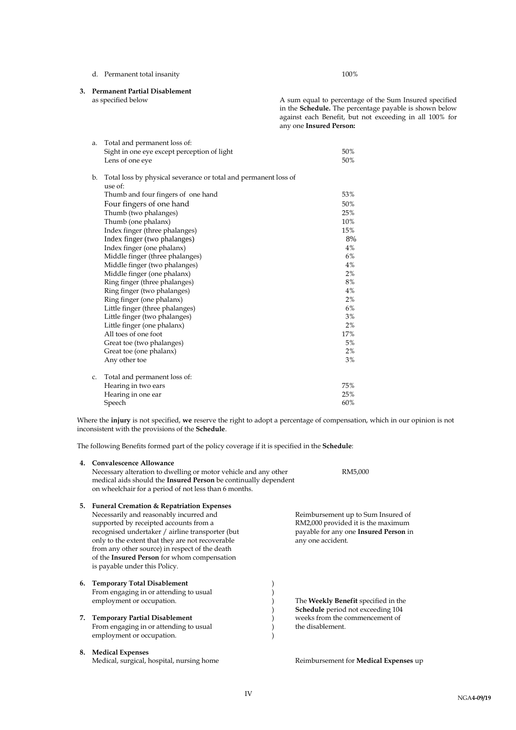d. Permanent total insanity — 100%

**3. Permanent Partial Disablement**
as specified below

A sum equal to percentage of the Sum Insured specified in the **Schedule.** The percentage payable is shown below against each Benefit, but not exceeding in all 100% for any one **Insured Person:**

| | |
|---|---|
| a. Total and permanent loss of: | |
| Sight in one eye except perception of light | 50% |
| Lens of one eye | 50% |
| b. Total loss by physical severance or total and permanent loss of use of: | |
| Thumb and four fingers of one hand | 53% |
| Four fingers of one hand | 50% |
| Thumb (two phalanges) | 25% |
| Thumb (one phalanx) | 10% |
| Index finger (three phalanges) | 15% |
| Index finger (two phalanges) | 8% |
| Index finger (one phalanx) | 4% |
| Middle finger (three phalanges) | 6% |
| Middle finger (two phalanges) | 4% |
| Middle finger (one phalanx) | 2% |
| Ring finger (three phalanges) | 8% |
| Ring finger (two phalanges) | 4% |
| Ring finger (one phalanx) | 2% |
| Little finger (three phalanges) | 6% |
| Little finger (two phalanges) | 3% |
| Little finger (one phalanx) | 2% |
| All toes of one foot | 17% |
| Great toe (two phalanges) | 5% |
| Great toe (one phalanx) | 2% |
| Any other toe | 3% |
| c. Total and permanent loss of: | |
| Hearing in two ears | 75% |
| Hearing in one ear | 25% |
| Speech | 60% |

Where the **injury** is not specified, **we** reserve the right to adopt a percentage of compensation, which in our opinion is not inconsistent with the provisions of the **Schedule**.

The following Benefits formed part of the policy coverage if it is specified in the **Schedule**:

**4. Convalescence Allowance**
Necessary alteration to dwelling or motor vehicle and any other medical aids should the **Insured Person** be continually dependent on wheelchair for a period of not less than 6 months. — RM5,000

**5. Funeral Cremation & Repatriation Expenses**
Necessarily and reasonably incurred and supported by receipted accounts from a recognised undertaker / airline transporter (but only to the extent that they are not recoverable from any other source) in respect of the death of the **Insured Person** for whom compensation is payable under this Policy.

Reimbursement up to Sum Insured of RM2,000 provided it is the maximum payable for any one **Insured Person** in any one accident.

**6. Temporary Total Disablement**
From engaging in or attending to usual employment or occupation.

**7. Temporary Partial Disablement**
From engaging in or attending to usual employment or occupation.

(6 and 7): The **Weekly Benefit** specified in the **Schedule** period not exceeding 104 weeks from the commencement of the disablement.

**8. Medical Expenses**
Medical, surgical, hospital, nursing home

Reimbursement for **Medical Expenses** up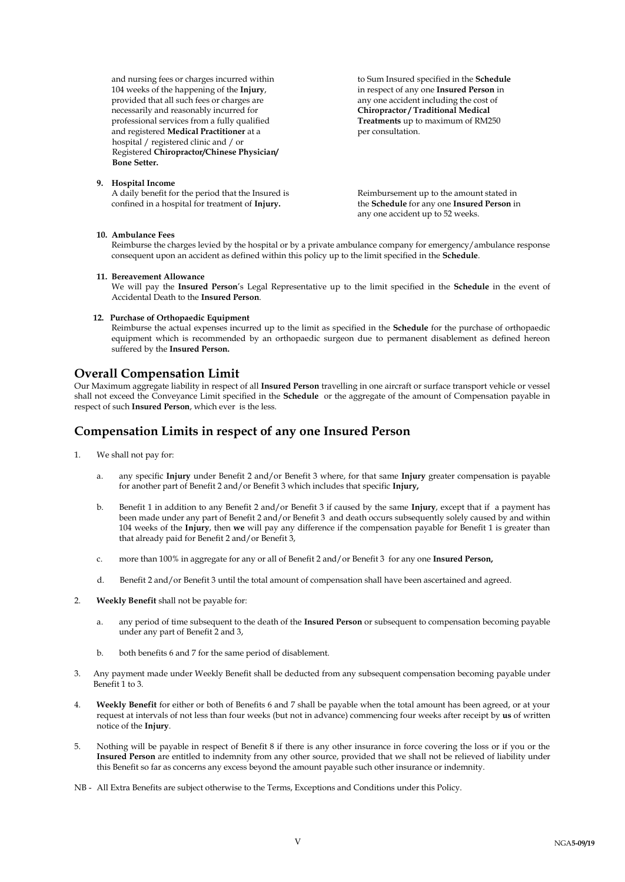and nursing fees or charges incurred within 104 weeks of the happening of the **Injury**, provided that all such fees or charges are necessarily and reasonably incurred for professional services from a fully qualified and registered **Medical Practitioner** at a hospital / registered clinic and / or Registered **Chiropractor/Chinese Physician/ Bone Setter.**

to Sum Insured specified in the **Schedule** in respect of any one **Insured Person** in any one accident including the cost of **Chiropractor / Traditional Medical Treatments** up to maximum of RM250 per consultation.

**9. Hospital Income**

A daily benefit for the period that the Insured is confined in a hospital for treatment of **Injury.**

Reimbursement up to the amount stated in the **Schedule** for any one **Insured Person** in any one accident up to 52 weeks.

**10. Ambulance Fees**

Reimburse the charges levied by the hospital or by a private ambulance company for emergency/ambulance response consequent upon an accident as defined within this policy up to the limit specified in the **Schedule**.

**11. Bereavement Allowance**

We will pay the **Insured Person**'s Legal Representative up to the limit specified in the **Schedule** in the event of Accidental Death to the **Insured Person**.

**12. Purchase of Orthopaedic Equipment**

Reimburse the actual expenses incurred up to the limit as specified in the **Schedule** for the purchase of orthopaedic equipment which is recommended by an orthopaedic surgeon due to permanent disablement as defined hereon suffered by the **Insured Person.**

## Overall Compensation Limit

Our Maximum aggregate liability in respect of all **Insured Person** travelling in one aircraft or surface transport vehicle or vessel shall not exceed the Conveyance Limit specified in the **Schedule** or the aggregate of the amount of Compensation payable in respect of such **Insured Person**, which ever is the less.

## Compensation Limits in respect of any one Insured Person

1. We shall not pay for:

   a. any specific **Injury** under Benefit 2 and/or Benefit 3 where, for that same **Injury** greater compensation is payable for another part of Benefit 2 and/or Benefit 3 which includes that specific **Injury,**

   b. Benefit 1 in addition to any Benefit 2 and/or Benefit 3 if caused by the same **Injury**, except that if a payment has been made under any part of Benefit 2 and/or Benefit 3 and death occurs subsequently solely caused by and within 104 weeks of the **Injury**, then **we** will pay any difference if the compensation payable for Benefit 1 is greater than that already paid for Benefit 2 and/or Benefit 3,

   c. more than 100% in aggregate for any or all of Benefit 2 and/or Benefit 3 for any one **Insured Person,**

   d. Benefit 2 and/or Benefit 3 until the total amount of compensation shall have been ascertained and agreed.

2. **Weekly Benefit** shall not be payable for:

   a. any period of time subsequent to the death of the **Insured Person** or subsequent to compensation becoming payable under any part of Benefit 2 and 3,

   b. both benefits 6 and 7 for the same period of disablement.

3. Any payment made under Weekly Benefit shall be deducted from any subsequent compensation becoming payable under Benefit 1 to 3.

4. **Weekly Benefit** for either or both of Benefits 6 and 7 shall be payable when the total amount has been agreed, or at your request at intervals of not less than four weeks (but not in advance) commencing four weeks after receipt by **us** of written notice of the **Injury**.

5. Nothing will be payable in respect of Benefit 8 if there is any other insurance in force covering the loss or if you or the **Insured Person** are entitled to indemnity from any other source, provided that we shall not be relieved of liability under this Benefit so far as concerns any excess beyond the amount payable such other insurance or indemnity.

NB - All Extra Benefits are subject otherwise to the Terms, Exceptions and Conditions under this Policy.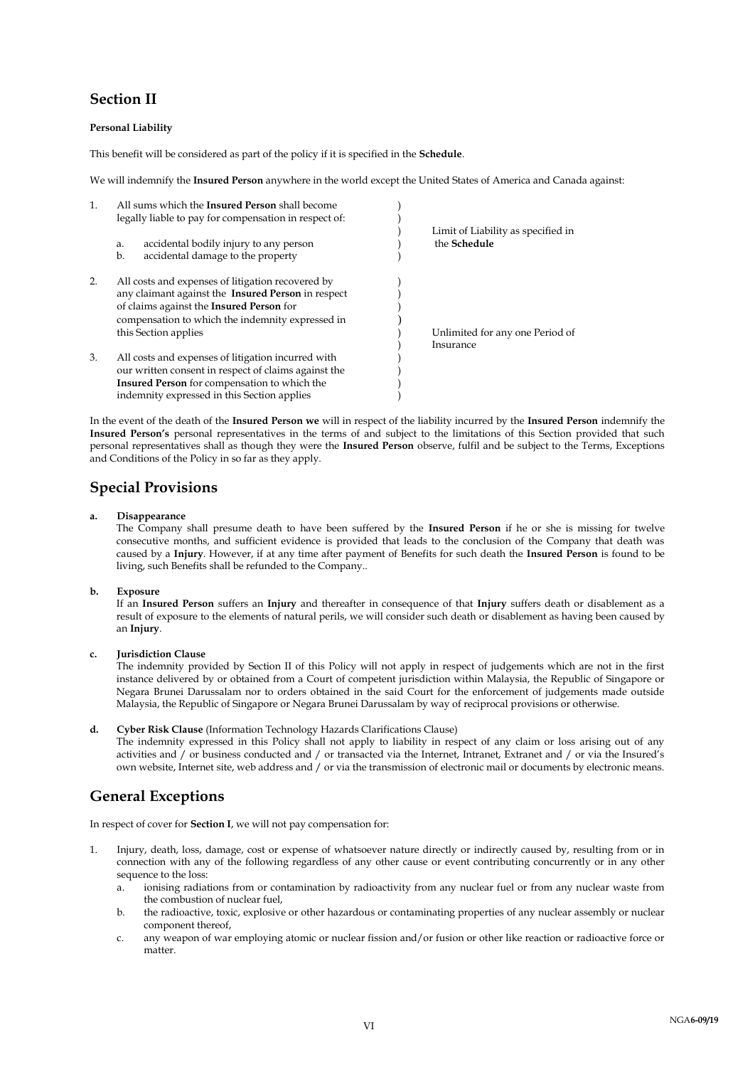## Section II

**Personal Liability**

This benefit will be considered as part of the policy if it is specified in the **Schedule**.

We will indemnify the **Insured Person** anywhere in the world except the United States of America and Canada against:

| | |
|---|---|
| 1. All sums which the **Insured Person** shall become legally liable to pay for compensation in respect of:<br>a. accidental bodily injury to any person<br>b. accidental damage to the property | Limit of Liability as specified in the **Schedule** |
| 2. All costs and expenses of litigation recovered by any claimant against the **Insured Person** in respect of claims against the **Insured Person** for compensation to which the indemnity expressed in this Section applies<br>3. All costs and expenses of litigation incurred with our written consent in respect of claims against the **Insured Person** for compensation to which the indemnity expressed in this Section applies | Unlimited for any one Period of Insurance |

In the event of the death of the **Insured Person we** will in respect of the liability incurred by the **Insured Person** indemnify the **Insured Person's** personal representatives in the terms of and subject to the limitations of this Section provided that such personal representatives shall as though they were the **Insured Person** observe, fulfil and be subject to the Terms, Exceptions and Conditions of the Policy in so far as they apply.

## Special Provisions

**a. Disappearance**

The Company shall presume death to have been suffered by the **Insured Person** if he or she is missing for twelve consecutive months, and sufficient evidence is provided that leads to the conclusion of the Company that death was caused by a **Injury**. However, if at any time after payment of Benefits for such death the **Insured Person** is found to be living, such Benefits shall be refunded to the Company..

**b. Exposure**

If an **Insured Person** suffers an **Injury** and thereafter in consequence of that **Injury** suffers death or disablement as a result of exposure to the elements of natural perils, we will consider such death or disablement as having been caused by an **Injury**.

**c. Jurisdiction Clause**

The indemnity provided by Section II of this Policy will not apply in respect of judgements which are not in the first instance delivered by or obtained from a Court of competent jurisdiction within Malaysia, the Republic of Singapore or Negara Brunei Darussalam nor to orders obtained in the said Court for the enforcement of judgements made outside Malaysia, the Republic of Singapore or Negara Brunei Darussalam by way of reciprocal provisions or otherwise.

**d. Cyber Risk Clause** (Information Technology Hazards Clarifications Clause)

The indemnity expressed in this Policy shall not apply to liability in respect of any claim or loss arising out of any activities and / or business conducted and / or transacted via the Internet, Intranet, Extranet and / or via the Insured's own website, Internet site, web address and / or via the transmission of electronic mail or documents by electronic means.

## General Exceptions

In respect of cover for **Section I**, we will not pay compensation for:

1. Injury, death, loss, damage, cost or expense of whatsoever nature directly or indirectly caused by, resulting from or in connection with any of the following regardless of any other cause or event contributing concurrently or in any other sequence to the loss:
   a. ionising radiations from or contamination by radioactivity from any nuclear fuel or from any nuclear waste from the combustion of nuclear fuel,
   b. the radioactive, toxic, explosive or other hazardous or contaminating properties of any nuclear assembly or nuclear component thereof,
   c. any weapon of war employing atomic or nuclear fission and/or fusion or other like reaction or radioactive force or matter.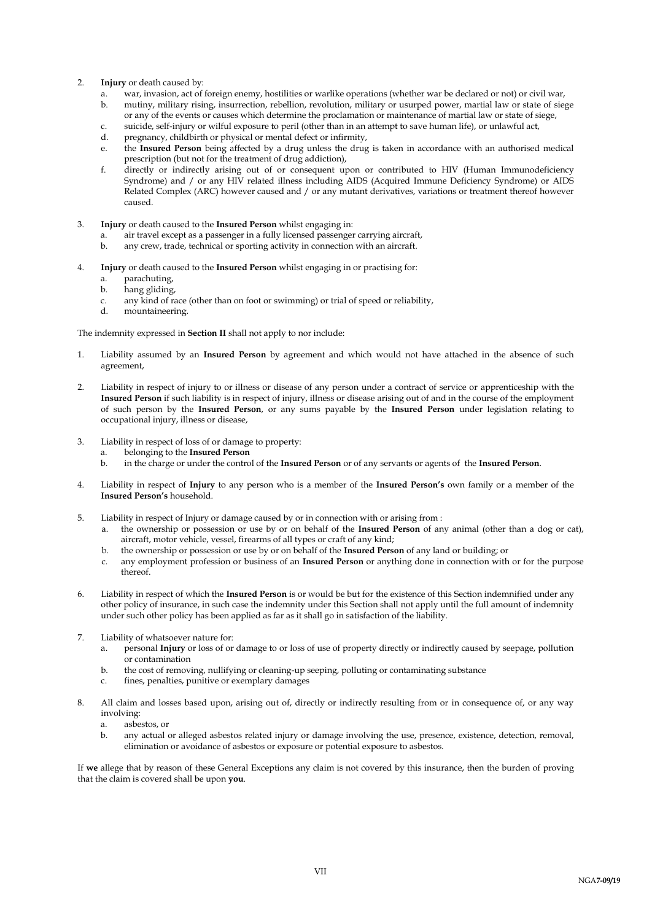2. **Injury** or death caused by:
   a. war, invasion, act of foreign enemy, hostilities or warlike operations (whether war be declared or not) or civil war,
   b. mutiny, military rising, insurrection, rebellion, revolution, military or usurped power, martial law or state of siege or any of the events or causes which determine the proclamation or maintenance of martial law or state of siege,
   c. suicide, self-injury or wilful exposure to peril (other than in an attempt to save human life), or unlawful act,
   d. pregnancy, childbirth or physical or mental defect or infirmity,
   e. the **Insured Person** being affected by a drug unless the drug is taken in accordance with an authorised medical prescription (but not for the treatment of drug addiction),
   f. directly or indirectly arising out of or consequent upon or contributed to HIV (Human Immunodeficiency Syndrome) and / or any HIV related illness including AIDS (Acquired Immune Deficiency Syndrome) or AIDS Related Complex (ARC) however caused and / or any mutant derivatives, variations or treatment thereof however caused.

3. **Injury** or death caused to the **Insured Person** whilst engaging in:
   a. air travel except as a passenger in a fully licensed passenger carrying aircraft,
   b. any crew, trade, technical or sporting activity in connection with an aircraft.

4. **Injury** or death caused to the **Insured Person** whilst engaging in or practising for:
   a. parachuting,
   b. hang gliding,
   c. any kind of race (other than on foot or swimming) or trial of speed or reliability,
   d. mountaineering.

The indemnity expressed in **Section II** shall not apply to nor include:

1. Liability assumed by an **Insured Person** by agreement and which would not have attached in the absence of such agreement,

2. Liability in respect of injury to or illness or disease of any person under a contract of service or apprenticeship with the **Insured Person** if such liability is in respect of injury, illness or disease arising out of and in the course of the employment of such person by the **Insured Person**, or any sums payable by the **Insured Person** under legislation relating to occupational injury, illness or disease,

3. Liability in respect of loss of or damage to property:
   a. belonging to the **Insured Person**
   b. in the charge or under the control of the **Insured Person** or of any servants or agents of the **Insured Person**.

4. Liability in respect of **Injury** to any person who is a member of the **Insured Person's** own family or a member of the **Insured Person's** household.

5. Liability in respect of Injury or damage caused by or in connection with or arising from :
   a. the ownership or possession or use by or on behalf of the **Insured Person** of any animal (other than a dog or cat), aircraft, motor vehicle, vessel, firearms of all types or craft of any kind;
   b. the ownership or possession or use by or on behalf of the **Insured Person** of any land or building; or
   c. any employment profession or business of an **Insured Person** or anything done in connection with or for the purpose thereof.

6. Liability in respect of which the **Insured Person** is or would be but for the existence of this Section indemnified under any other policy of insurance, in such case the indemnity under this Section shall not apply until the full amount of indemnity under such other policy has been applied as far as it shall go in satisfaction of the liability.

7. Liability of whatsoever nature for:
   a. personal **Injury** or loss of or damage to or loss of use of property directly or indirectly caused by seepage, pollution or contamination
   b. the cost of removing, nullifying or cleaning-up seeping, polluting or contaminating substance
   c. fines, penalties, punitive or exemplary damages

8. All claim and losses based upon, arising out of, directly or indirectly resulting from or in consequence of, or any way involving:
   a. asbestos, or
   b. any actual or alleged asbestos related injury or damage involving the use, presence, existence, detection, removal, elimination or avoidance of asbestos or exposure or potential exposure to asbestos.

If **we** allege that by reason of these General Exceptions any claim is not covered by this insurance, then the burden of proving that the claim is covered shall be upon **you**.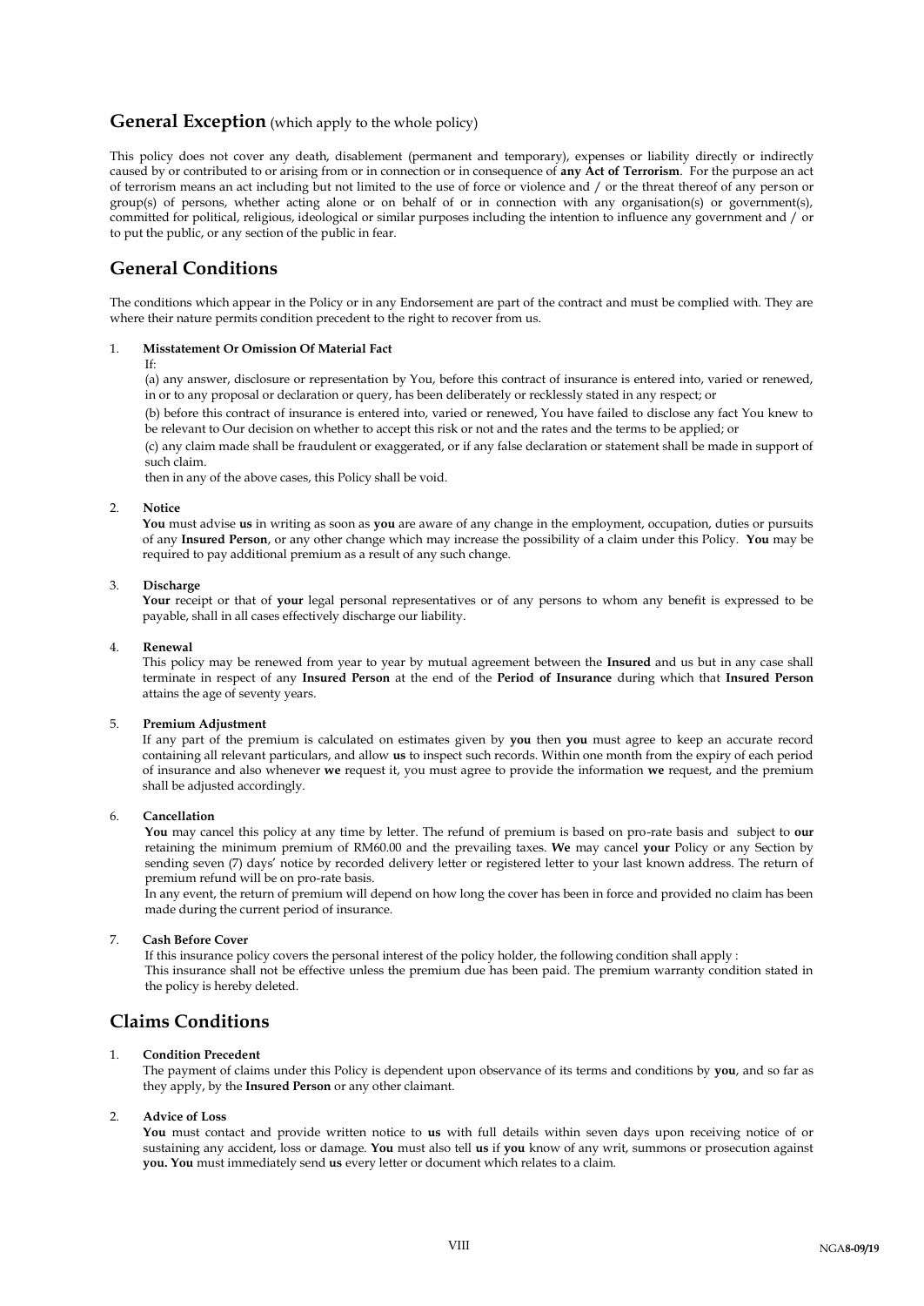## General Exception (which apply to the whole policy)

This policy does not cover any death, disablement (permanent and temporary), expenses or liability directly or indirectly caused by or contributed to or arising from or in connection or in consequence of **any Act of Terrorism**. For the purpose an act of terrorism means an act including but not limited to the use of force or violence and / or the threat thereof of any person or group(s) of persons, whether acting alone or on behalf of or in connection with any organisation(s) or government(s), committed for political, religious, ideological or similar purposes including the intention to influence any government and / or to put the public, or any section of the public in fear.

## General Conditions

The conditions which appear in the Policy or in any Endorsement are part of the contract and must be complied with. They are where their nature permits condition precedent to the right to recover from us.

1. **Misstatement Or Omission Of Material Fact**

   If:

   (a) any answer, disclosure or representation by You, before this contract of insurance is entered into, varied or renewed, in or to any proposal or declaration or query, has been deliberately or recklessly stated in any respect; or

   (b) before this contract of insurance is entered into, varied or renewed, You have failed to disclose any fact You knew to be relevant to Our decision on whether to accept this risk or not and the rates and the terms to be applied; or

   (c) any claim made shall be fraudulent or exaggerated, or if any false declaration or statement shall be made in support of such claim.

   then in any of the above cases, this Policy shall be void.

2. **Notice**

   **You** must advise **us** in writing as soon as **you** are aware of any change in the employment, occupation, duties or pursuits of any **Insured Person**, or any other change which may increase the possibility of a claim under this Policy. **You** may be required to pay additional premium as a result of any such change.

3. **Discharge**

   **Your** receipt or that of **your** legal personal representatives or of any persons to whom any benefit is expressed to be payable, shall in all cases effectively discharge our liability.

4. **Renewal**

   This policy may be renewed from year to year by mutual agreement between the **Insured** and us but in any case shall terminate in respect of any **Insured Person** at the end of the **Period of Insurance** during which that **Insured Person** attains the age of seventy years.

5. **Premium Adjustment**

   If any part of the premium is calculated on estimates given by **you** then **you** must agree to keep an accurate record containing all relevant particulars, and allow **us** to inspect such records. Within one month from the expiry of each period of insurance and also whenever **we** request it, you must agree to provide the information **we** request, and the premium shall be adjusted accordingly.

6. **Cancellation**

   **You** may cancel this policy at any time by letter. The refund of premium is based on pro-rate basis and subject to **our** retaining the minimum premium of RM60.00 and the prevailing taxes. **We** may cancel **your** Policy or any Section by sending seven (7) days' notice by recorded delivery letter or registered letter to your last known address. The return of premium refund will be on pro-rate basis.

   In any event, the return of premium will depend on how long the cover has been in force and provided no claim has been made during the current period of insurance.

7. **Cash Before Cover**

   If this insurance policy covers the personal interest of the policy holder, the following condition shall apply :

   This insurance shall not be effective unless the premium due has been paid. The premium warranty condition stated in the policy is hereby deleted.

## Claims Conditions

1. **Condition Precedent**

   The payment of claims under this Policy is dependent upon observance of its terms and conditions by **you**, and so far as they apply, by the **Insured Person** or any other claimant.

2. **Advice of Loss**

   **You** must contact and provide written notice to **us** with full details within seven days upon receiving notice of or sustaining any accident, loss or damage. **You** must also tell **us** if **you** know of any writ, summons or prosecution against **you. You** must immediately send **us** every letter or document which relates to a claim.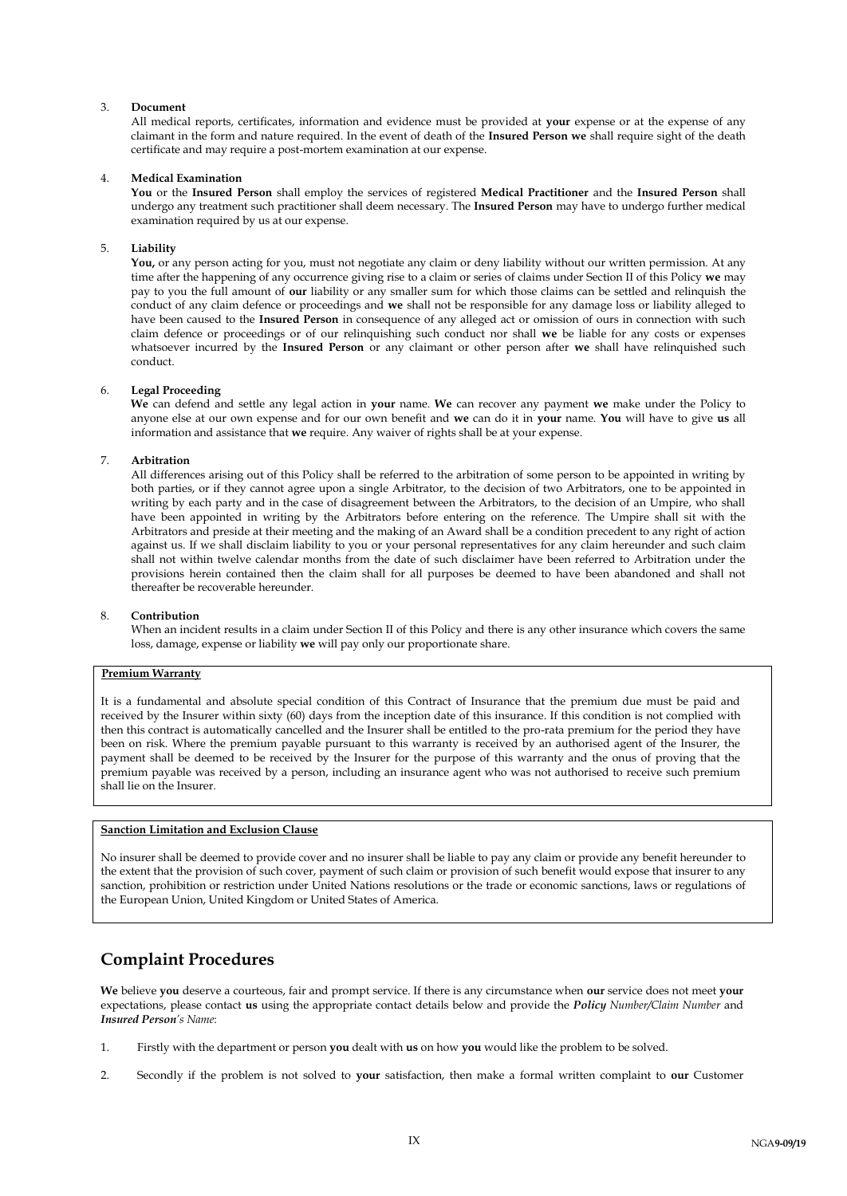3. **Document**

   All medical reports, certificates, information and evidence must be provided at **your** expense or at the expense of any claimant in the form and nature required. In the event of death of the **Insured Person we** shall require sight of the death certificate and may require a post-mortem examination at our expense.

4. **Medical Examination**

   **You** or the **Insured Person** shall employ the services of registered **Medical Practitioner** and the **Insured Person** shall undergo any treatment such practitioner shall deem necessary. The **Insured Person** may have to undergo further medical examination required by us at our expense.

5. **Liability**

   **You,** or any person acting for you, must not negotiate any claim or deny liability without our written permission. At any time after the happening of any occurrence giving rise to a claim or series of claims under Section II of this Policy **we** may pay to you the full amount of **our** liability or any smaller sum for which those claims can be settled and relinquish the conduct of any claim defence or proceedings and **we** shall not be responsible for any damage loss or liability alleged to have been caused to the **Insured Person** in consequence of any alleged act or omission of ours in connection with such claim defence or proceedings or of our relinquishing such conduct nor shall **we** be liable for any costs or expenses whatsoever incurred by the **Insured Person** or any claimant or other person after **we** shall have relinquished such conduct.

6. **Legal Proceeding**

   **We** can defend and settle any legal action in **your** name. **We** can recover any payment **we** make under the Policy to anyone else at our own expense and for our own benefit and **we** can do it in **your** name. **You** will have to give **us** all information and assistance that **we** require. Any waiver of rights shall be at your expense.

7. **Arbitration**

   All differences arising out of this Policy shall be referred to the arbitration of some person to be appointed in writing by both parties, or if they cannot agree upon a single Arbitrator, to the decision of two Arbitrators, one to be appointed in writing by each party and in the case of disagreement between the Arbitrators, to the decision of an Umpire, who shall have been appointed in writing by the Arbitrators before entering on the reference. The Umpire shall sit with the Arbitrators and preside at their meeting and the making of an Award shall be a condition precedent to any right of action against us. If we shall disclaim liability to you or your personal representatives for any claim hereunder and such claim shall not within twelve calendar months from the date of such disclaimer have been referred to Arbitration under the provisions herein contained then the claim shall for all purposes be deemed to have been abandoned and shall not thereafter be recoverable hereunder.

8. **Contribution**

   When an incident results in a claim under Section II of this Policy and there is any other insurance which covers the same loss, damage, expense or liability **we** will pay only our proportionate share.

**Premium Warranty**

It is a fundamental and absolute special condition of this Contract of Insurance that the premium due must be paid and received by the Insurer within sixty (60) days from the inception date of this insurance. If this condition is not complied with then this contract is automatically cancelled and the Insurer shall be entitled to the pro-rata premium for the period they have been on risk. Where the premium payable pursuant to this warranty is received by an authorised agent of the Insurer, the payment shall be deemed to be received by the Insurer for the purpose of this warranty and the onus of proving that the premium payable was received by a person, including an insurance agent who was not authorised to receive such premium shall lie on the Insurer.

**Sanction Limitation and Exclusion Clause**

No insurer shall be deemed to provide cover and no insurer shall be liable to pay any claim or provide any benefit hereunder to the extent that the provision of such cover, payment of such claim or provision of such benefit would expose that insurer to any sanction, prohibition or restriction under United Nations resolutions or the trade or economic sanctions, laws or regulations of the European Union, United Kingdom or United States of America.

## Complaint Procedures

**We** believe **you** deserve a courteous, fair and prompt service. If there is any circumstance when **our** service does not meet **your** expectations, please contact **us** using the appropriate contact details below and provide the ***Policy** Number/Claim Number* and ***Insured Person**'s Name*:

1. Firstly with the department or person **you** dealt with **us** on how **you** would like the problem to be solved.

2. Secondly if the problem is not solved to **your** satisfaction, then make a formal written complaint to **our** Customer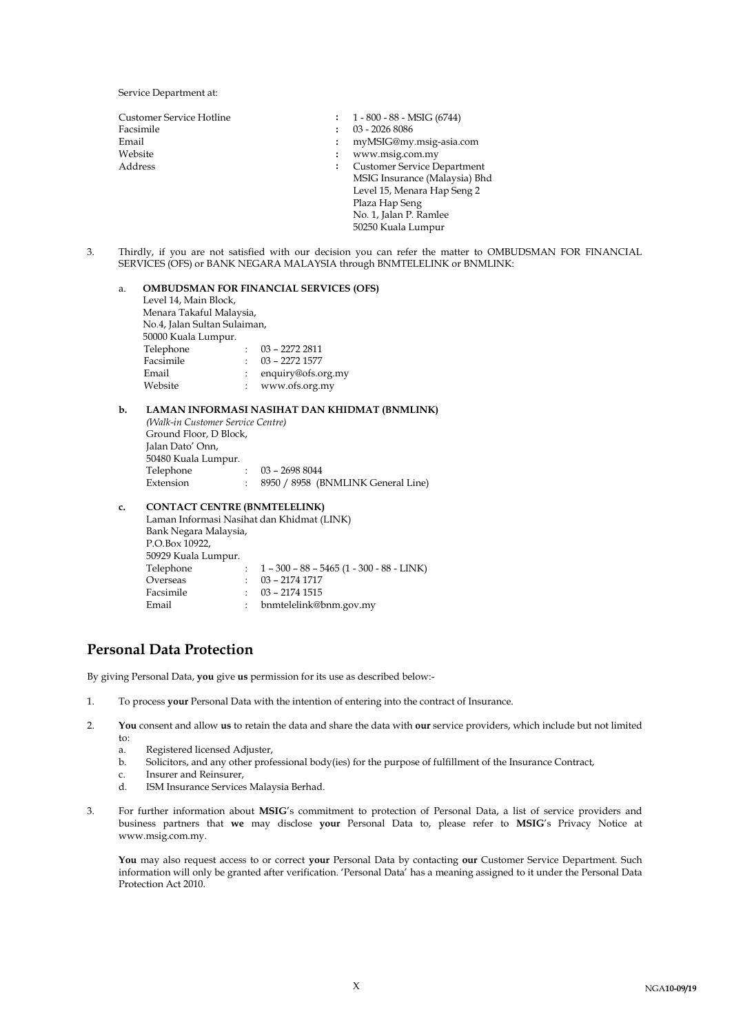Service Department at:

| | | |
|---|---|---|
| Customer Service Hotline | : | 1 - 800 - 88 - MSIG (6744) |
| Facsimile | : | 03 - 2026 8086 |
| Email | : | myMSIG@my.msig-asia.com |
| Website | : | www.msig.com.my |
| Address | : | Customer Service Department<br>MSIG Insurance (Malaysia) Bhd<br>Level 15, Menara Hap Seng 2<br>Plaza Hap Seng<br>No. 1, Jalan P. Ramlee<br>50250 Kuala Lumpur |

3. Thirdly, if you are not satisfied with our decision you can refer the matter to OMBUDSMAN FOR FINANCIAL SERVICES (OFS) or BANK NEGARA MALAYSIA through BNMTELELINK or BNMLINK:

   a. **OMBUDSMAN FOR FINANCIAL SERVICES (OFS)**
      Level 14, Main Block,
      Menara Takaful Malaysia,
      No.4, Jalan Sultan Sulaiman,
      50000 Kuala Lumpur.

      | | | |
      |---|---|---|
      | Telephone | : | 03 – 2272 2811 |
      | Facsimile | : | 03 – 2272 1577 |
      | Email | : | enquiry@ofs.org.my |
      | Website | : | www.ofs.org.my |

   b. **LAMAN INFORMASI NASIHAT DAN KHIDMAT (BNMLINK)**
      *(Walk-in Customer Service Centre)*
      Ground Floor, D Block,
      Jalan Dato' Onn,
      50480 Kuala Lumpur.

      | | | |
      |---|---|---|
      | Telephone | : | 03 – 2698 8044 |
      | Extension | : | 8950 / 8958 (BNMLINK General Line) |

   c. **CONTACT CENTRE (BNMTELELINK)**
      Laman Informasi Nasihat dan Khidmat (LINK)
      Bank Negara Malaysia,
      P.O.Box 10922,
      50929 Kuala Lumpur.

      | | | |
      |---|---|---|
      | Telephone | : | 1 – 300 – 88 – 5465 (1 - 300 - 88 - LINK) |
      | Overseas | : | 03 – 2174 1717 |
      | Facsimile | : | 03 – 2174 1515 |
      | Email | : | bnmtelelink@bnm.gov.my |

## Personal Data Protection

By giving Personal Data, **you** give **us** permission for its use as described below:-

1. To process **your** Personal Data with the intention of entering into the contract of Insurance.

2. **You** consent and allow **us** to retain the data and share the data with **our** service providers, which include but not limited to:
   a. Registered licensed Adjuster,
   b. Solicitors, and any other professional body(ies) for the purpose of fulfillment of the Insurance Contract,
   c. Insurer and Reinsurer,
   d. ISM Insurance Services Malaysia Berhad.

3. For further information about **MSIG**'s commitment to protection of Personal Data, a list of service providers and business partners that **we** may disclose **your** Personal Data to, please refer to **MSIG**'s Privacy Notice at www.msig.com.my.

   **You** may also request access to or correct **your** Personal Data by contacting **our** Customer Service Department. Such information will only be granted after verification. 'Personal Data' has a meaning assigned to it under the Personal Data Protection Act 2010.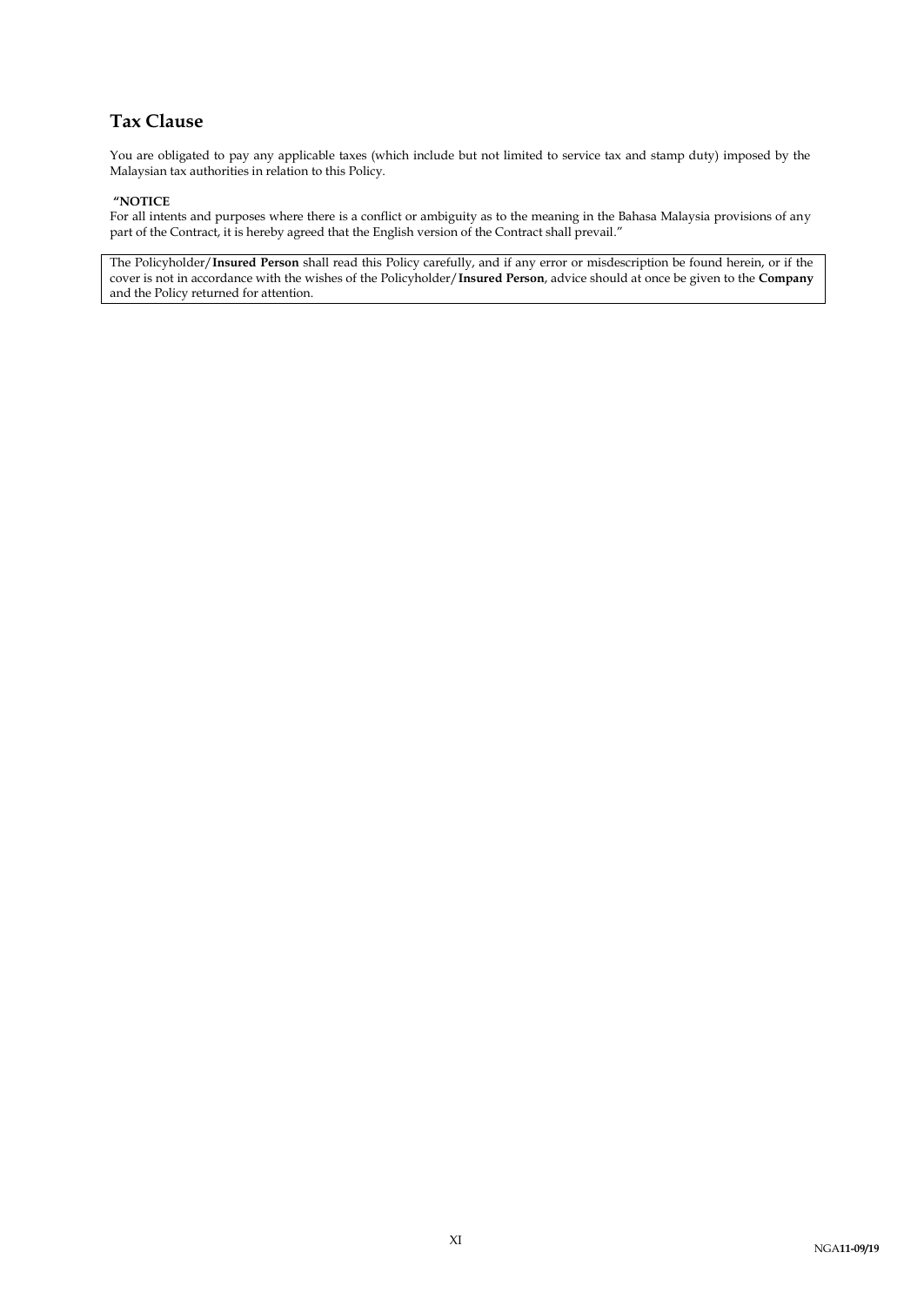## Tax Clause

You are obligated to pay any applicable taxes (which include but not limited to service tax and stamp duty) imposed by the Malaysian tax authorities in relation to this Policy.

**"NOTICE**
For all intents and purposes where there is a conflict or ambiguity as to the meaning in the Bahasa Malaysia provisions of any part of the Contract, it is hereby agreed that the English version of the Contract shall prevail."

The Policyholder/**Insured Person** shall read this Policy carefully, and if any error or misdescription be found herein, or if the cover is not in accordance with the wishes of the Policyholder/**Insured Person**, advice should at once be given to the **Company** and the Policy returned for attention.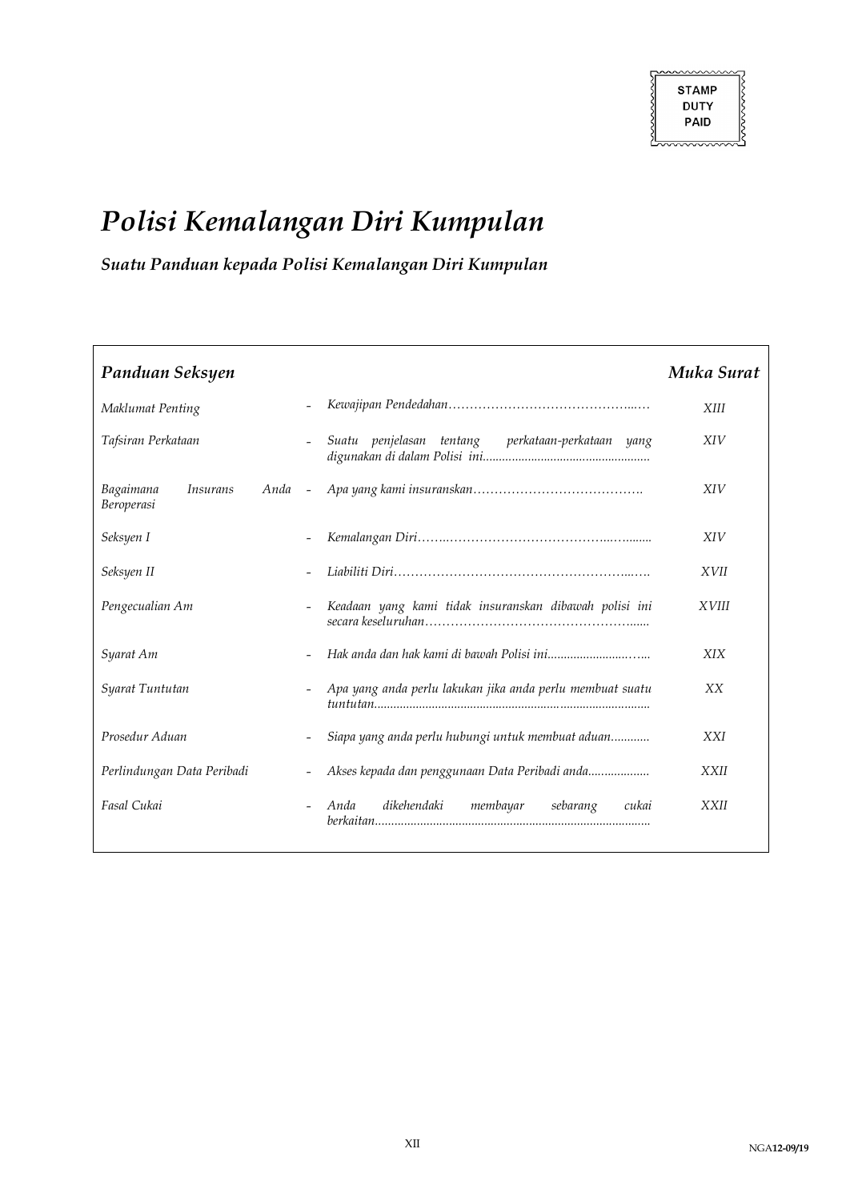STAMP DUTY PAID

# *Polisi Kemalangan Diri Kumpulan*

### *Suatu Panduan kepada Polisi Kemalangan Diri Kumpulan*

| *Panduan Seksyen* | | | *Muka Surat* |
|---|---|---|---|
| *Maklumat Penting* | - | *Kewajipan Pendedahan……………………………………...…* | *XIII* |
| *Tafsiran Perkataan* | - | *Suatu penjelasan tentang perkataan-perkataan yang digunakan di dalam Polisi ini....................................................* | *XIV* |
| *Bagaimana Insurans Anda Beroperasi* | - | *Apa yang kami insuranskan………………………………….* | *XIV* |
| *Seksyen I* | - | *Kemalangan Diri……..………………………………..….......* | *XIV* |
| *Seksyen II* | - | *Liabiliti Diri…………………………………………………..….* | *XVII* |
| *Pengecualian Am* | - | *Keadaan yang kami tidak insuranskan dibawah polisi ini secara keseluruhan……………………………………………......* | *XVIII* |
| *Syarat Am* | - | *Hak anda dan hak kami di bawah Polisi ini.........................…..* | *XIX* |
| *Syarat Tuntutan* | - | *Apa yang anda perlu lakukan jika anda perlu membuat suatu tuntutan......................................................................................* | *XX* |
| *Prosedur Aduan* | - | *Siapa yang anda perlu hubungi untuk membuat aduan............* | *XXI* |
| *Perlindungan Data Peribadi* | - | *Akses kepada dan penggunaan Data Peribadi anda...................* | *XXII* |
| *Fasal Cukai* | - | *Anda dikehendaki membayar sebarang cukai berkaitan......................................................................................* | *XXII* |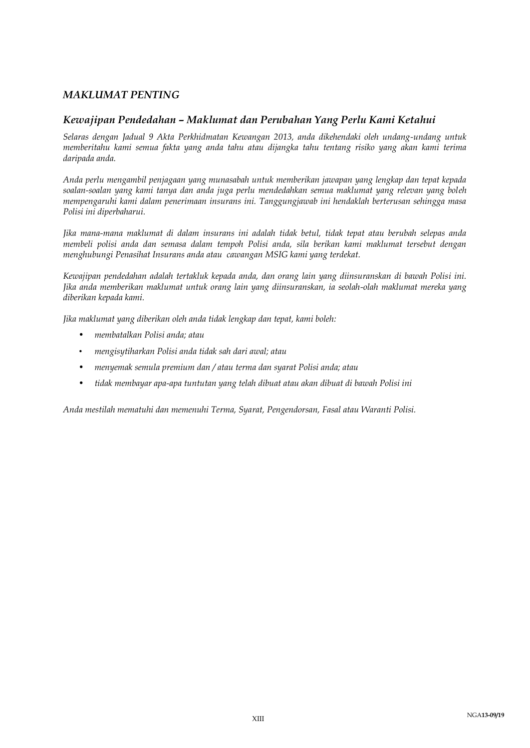## *MAKLUMAT PENTING*

### *Kewajipan Pendedahan – Maklumat dan Perubahan Yang Perlu Kami Ketahui*

*Selaras dengan Jadual 9 Akta Perkhidmatan Kewangan 2013, anda dikehendaki oleh undang-undang untuk memberitahu kami semua fakta yang anda tahu atau dijangka tahu tentang risiko yang akan kami terima daripada anda.*

*Anda perlu mengambil penjagaan yang munasabah untuk memberikan jawapan yang lengkap dan tepat kepada soalan-soalan yang kami tanya dan anda juga perlu mendedahkan semua maklumat yang relevan yang boleh mempengaruhi kami dalam penerimaan insurans ini. Tanggungjawab ini hendaklah berterusan sehingga masa Polisi ini diperbaharui.*

*Jika mana-mana maklumat di dalam insurans ini adalah tidak betul, tidak tepat atau berubah selepas anda membeli polisi anda dan semasa dalam tempoh Polisi anda, sila berikan kami maklumat tersebut dengan menghubungi Penasihat Insurans anda atau cawangan MSIG kami yang terdekat.*

*Kewajipan pendedahan adalah tertakluk kepada anda, dan orang lain yang diinsuranskan di bawah Polisi ini. Jika anda memberikan maklumat untuk orang lain yang diinsuranskan, ia seolah-olah maklumat mereka yang diberikan kepada kami.*

*Jika maklumat yang diberikan oleh anda tidak lengkap dan tepat, kami boleh:*

- *membatalkan Polisi anda; atau*
- *mengisytiharkan Polisi anda tidak sah dari awal; atau*
- *menyemak semula premium dan / atau terma dan syarat Polisi anda; atau*
- *tidak membayar apa-apa tuntutan yang telah dibuat atau akan dibuat di bawah Polisi ini*

*Anda mestilah mematuhi dan memenuhi Terma, Syarat, Pengendorsan, Fasal atau Waranti Polisi.*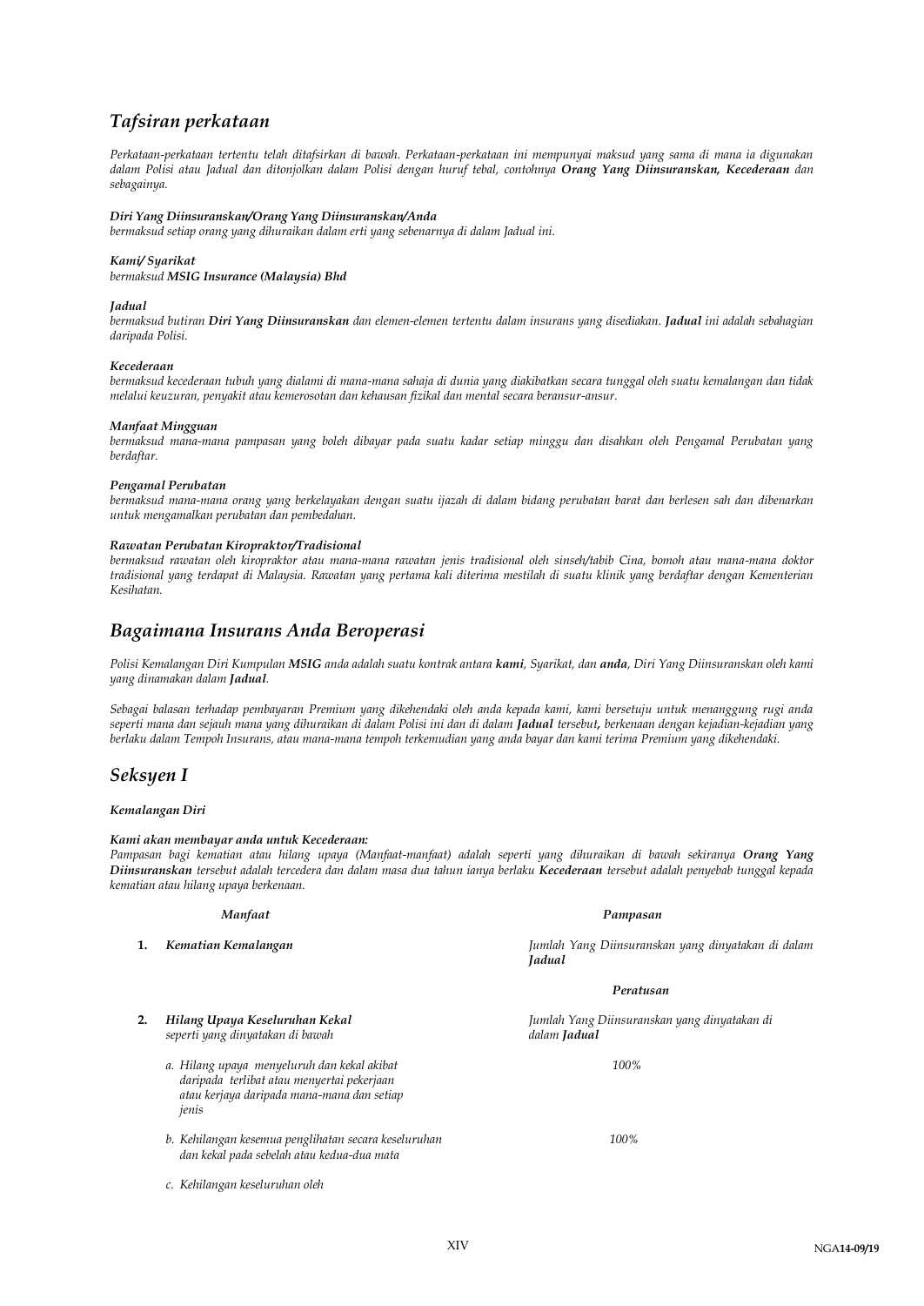# *Tafsiran perkataan*

*Perkataan-perkataan tertentu telah ditafsirkan di bawah. Perkataan-perkataan ini mempunyai maksud yang sama di mana ia digunakan dalam Polisi atau Jadual dan ditonjolkan dalam Polisi dengan huruf tebal, contohnya **Orang Yang Diinsuranskan, Kecederaan** dan sebagainya.*

***Diri Yang Diinsuranskan/Orang Yang Diinsuranskan/Anda***
*bermaksud setiap orang yang dihuraikan dalam erti yang sebenarnya di dalam Jadual ini.*

***Kami/ Syarikat***
*bermaksud **MSIG Insurance (Malaysia) Bhd***

***Jadual***
*bermaksud butiran **Diri Yang Diinsuranskan** dan elemen-elemen tertentu dalam insurans yang disediakan. **Jadual** ini adalah sebahagian daripada Polisi.*

***Kecederaan***
*bermaksud kecederaan tubuh yang dialami di mana-mana sahaja di dunia yang diakibatkan secara tunggal oleh suatu kemalangan dan tidak melalui keuzuran, penyakit atau kemerosotan dan kehausan fizikal dan mental secara beransur-ansur.*

***Manfaat Mingguan***
*bermaksud mana-mana pampasan yang boleh dibayar pada suatu kadar setiap minggu dan disahkan oleh Pengamal Perubatan yang berdaftar.*

***Pengamal Perubatan***
*bermaksud mana-mana orang yang berkelayakan dengan suatu ijazah di dalam bidang perubatan barat dan berlesen sah dan dibenarkan untuk mengamalkan perubatan dan pembedahan.*

***Rawatan Perubatan Kiropraktor/Tradisional***
*bermaksud rawatan oleh kiropraktor atau mana-mana rawatan jenis tradisional oleh sinseh/tabib Cina, bomoh atau mana-mana doktor tradisional yang terdapat di Malaysia. Rawatan yang pertama kali diterima mestilah di suatu klinik yang berdaftar dengan Kementerian Kesihatan.*

# *Bagaimana Insurans Anda Beroperasi*

*Polisi Kemalangan Diri Kumpulan **MSIG** anda adalah suatu kontrak antara **kami**, Syarikat, dan **anda**, Diri Yang Diinsuranskan oleh kami yang dinamakan dalam **Jadual**.*

*Sebagai balasan terhadap pembayaran Premium yang dikehendaki oleh anda kepada kami, kami bersetuju untuk menanggung rugi anda seperti mana dan sejauh mana yang dihuraikan di dalam Polisi ini dan di dalam **Jadual** tersebut**,** berkenaan dengan kejadian-kejadian yang berlaku dalam Tempoh Insurans, atau mana-mana tempoh terkemudian yang anda bayar dan kami terima Premium yang dikehendaki.*

# *Seksyen I*

***Kemalangan Diri***

***Kami akan membayar anda untuk Kecederaan:***
*Pampasan bagi kematian atau hilang upaya (Manfaat-manfaat) adalah seperti yang dihuraikan di bawah sekiranya **Orang Yang Diinsuranskan** tersebut adalah tercedera dan dalam masa dua tahun ianya berlaku **Kecederaan** tersebut adalah penyebab tunggal kepada kematian atau hilang upaya berkenaan.*

| | *Manfaat* | *Pampasan* |
|---|---|---|
| **1.** | *Kematian Kemalangan* | *Jumlah Yang Diinsuranskan yang dinyatakan di dalam **Jadual*** |
| | | ***Peratusan*** |
| **2.** | *Hilang Upaya Keseluruhan Kekal*<br>*seperti yang dinyatakan di bawah* | *Jumlah Yang Diinsuranskan yang dinyatakan di dalam **Jadual*** |
| | *a. Hilang upaya menyeluruh dan kekal akibat daripada terlibat atau menyertai pekerjaan atau kerjaya daripada mana-mana dan setiap jenis* | *100%* |
| | *b. Kehilangan kesemua penglihatan secara keseluruhan dan kekal pada sebelah atau kedua-dua mata* | *100%* |
| | *c. Kehilangan keseluruhan oleh* | |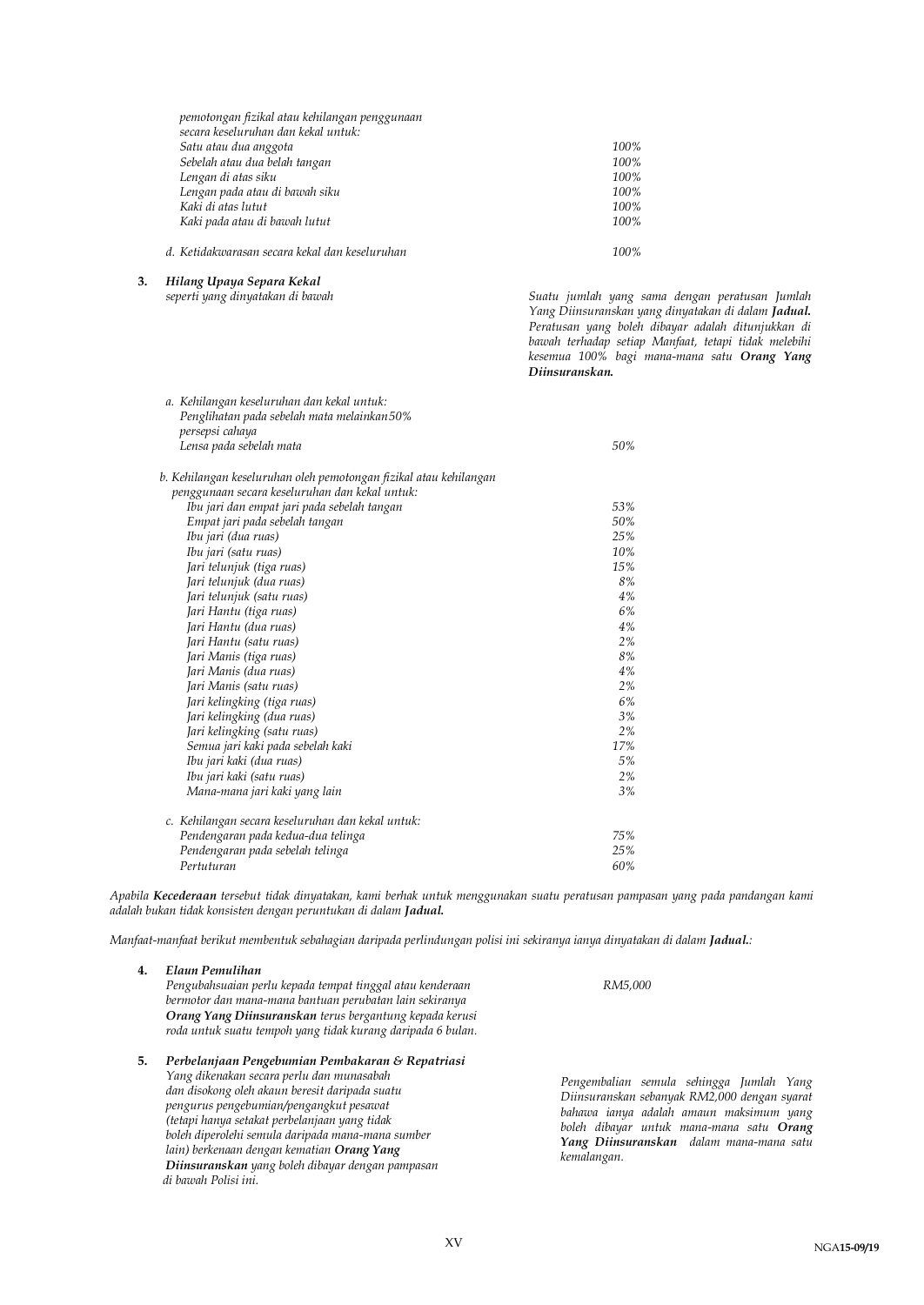*pemotongan fizikal atau kehilangan penggunaan secara keseluruhan dan kekal untuk:*

| | |
|---|---|
| *Satu atau dua anggota* | *100%* |
| *Sebelah atau dua belah tangan* | *100%* |
| *Lengan di atas siku* | *100%* |
| *Lengan pada atau di bawah siku* | *100%* |
| *Kaki di atas lutut* | *100%* |
| *Kaki pada atau di bawah lutut* | *100%* |

| | |
|---|---|
| *d. Ketidakwarasan secara kekal dan keseluruhan* | *100%* |

**3. *Hilang Upaya Separa Kekal***

*seperti yang dinyatakan di bawah*

*Suatu jumlah yang sama dengan peratusan Jumlah Yang Diinsuranskan yang dinyatakan di dalam **Jadual.** Peratusan yang boleh dibayar adalah ditunjukkan di bawah terhadap setiap Manfaat, tetapi tidak melebihi kesemua 100% bagi mana-mana satu **Orang Yang Diinsuranskan.***

*a. Kehilangan keseluruhan dan kekal untuk:*

| | |
|---|---|
| *Penglihatan pada sebelah mata melainkan persepsi cahaya* | *50%* |
| *Lensa pada sebelah mata* | *50%* |

*b. Kehilangan keseluruhan oleh pemotongan fizikal atau kehilangan penggunaan secara keseluruhan dan kekal untuk:*

| | |
|---|---|
| *Ibu jari dan empat jari pada sebelah tangan* | *53%* |
| *Empat jari pada sebelah tangan* | *50%* |
| *Ibu jari (dua ruas)* | *25%* |
| *Ibu jari (satu ruas)* | *10%* |
| *Jari telunjuk (tiga ruas)* | *15%* |
| *Jari telunjuk (dua ruas)* | *8%* |
| *Jari telunjuk (satu ruas)* | *4%* |
| *Jari Hantu (tiga ruas)* | *6%* |
| *Jari Hantu (dua ruas)* | *4%* |
| *Jari Hantu (satu ruas)* | *2%* |
| *Jari Manis (tiga ruas)* | *8%* |
| *Jari Manis (dua ruas)* | *4%* |
| *Jari Manis (satu ruas)* | *2%* |
| *Jari kelingking (tiga ruas)* | *6%* |
| *Jari kelingking (dua ruas)* | *3%* |
| *Jari kelingking (satu ruas)* | *2%* |
| *Semua jari kaki pada sebelah kaki* | *17%* |
| *Ibu jari kaki (dua ruas)* | *5%* |
| *Ibu jari kaki (satu ruas)* | *2%* |
| *Mana-mana jari kaki yang lain* | *3%* |

*c. Kehilangan secara keseluruhan dan kekal untuk:*

| | |
|---|---|
| *Pendengaran pada kedua-dua telinga* | *75%* |
| *Pendengaran pada sebelah telinga* | *25%* |
| *Pertuturan* | *60%* |

*Apabila **Kecederaan** tersebut tidak dinyatakan, kami berhak untuk menggunakan suatu peratusan pampasan yang pada pandangan kami adalah bukan tidak konsisten dengan peruntukan di dalam **Jadual.***

*Manfaat-manfaat berikut membentuk sebahagian daripada perlindungan polisi ini sekiranya ianya dinyatakan di dalam **Jadual.**:*

**4. *Elaun Pemulihan***

*Pengubahsuaian perlu kepada tempat tinggal atau kenderaan bermotor dan mana-mana bantuan perubatan lain sekiranya **Orang Yang Diinsuranskan** terus bergantung kepada kerusi roda untuk suatu tempoh yang tidak kurang daripada 6 bulan.* — *RM5,000*

**5. *Perbelanjaan Pengebumian Pembakaran & Repatriasi***

*Yang dikenakan secara perlu dan munasabah dan disokong oleh akaun beresit daripada suatu pengurus pengebumian/pengangkut pesawat (tetapi hanya setakat perbelanjaan yang tidak boleh diperolehi semula daripada mana-mana sumber lain) berkenaan dengan kematian **Orang Yang Diinsuranskan** yang boleh dibayar dengan pampasan di bawah Polisi ini.*

*Pengembalian semula sehingga Jumlah Yang Diinsuranskan sebanyak RM2,000 dengan syarat bahawa ianya adalah amaun maksimum yang boleh dibayar untuk mana-mana satu **Orang Yang Diinsuranskan** dalam mana-mana satu kemalangan.*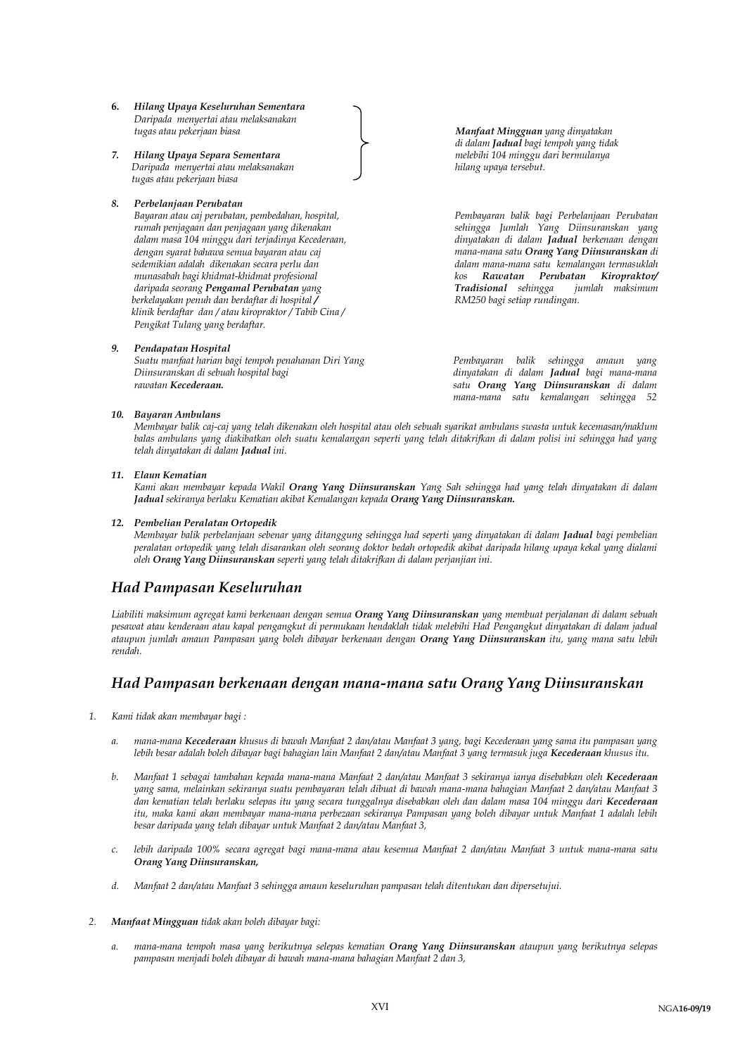6. ***Hilang Upaya Keseluruhan Sementara***
   *Daripada menyertai atau melaksanakan tugas atau pekerjaan biasa*

7. ***Hilang Upaya Separa Sementara***
   *Daripada menyertai atau melaksanakan tugas atau pekerjaan biasa*

*(Item 6 dan 7):* ***Manfaat Mingguan*** *yang dinyatakan di dalam* ***Jadual*** *bagi tempoh yang tidak melebihi 104 minggu dari bermulanya hilang upaya tersebut.*

8. ***Perbelanjaan Perubatan***
   *Bayaran atau caj perubatan, pembedahan, hospital, rumah penjagaan dan penjagaan yang dikenakan dalam masa 104 minggu dari terjadinya Kecederaan, dengan syarat bahawa semua bayaran atau caj sedemikian adalah dikenakan secara perlu dan munasabah bagi khidmat-khidmat profesional daripada seorang* ***Pengamal Perubatan*** *yang berkelayakan penuh dan berdaftar di hospital* ***/*** *klinik berdaftar dan / atau kiropraktor / Tabib Cina / Pengikat Tulang yang berdaftar.*

   *Pembayaran balik bagi Perbelanjaan Perubatan sehingga Jumlah Yang Diinsuranskan yang dinyatakan di dalam* ***Jadual*** *berkenaan dengan mana-mana satu* ***Orang Yang Diinsuranskan*** *di dalam mana-mana satu kemalangan termasuklah kos* ***Rawatan Perubatan Kiropraktor/ Tradisional*** *sehingga jumlah maksimum RM250 bagi setiap rundingan.*

9. ***Pendapatan Hospital***
   *Suatu manfaat harian bagi tempoh penahanan Diri Yang Diinsuranskan di sebuah hospital bagi rawatan* ***Kecederaan.***

   *Pembayaran balik sehingga amaun yang dinyatakan di dalam* ***Jadual*** *bagi mana-mana satu* ***Orang Yang Diinsuranskan*** *di dalam mana-mana satu kemalangan sehingga 52*

10. ***Bayaran Ambulans***
    *Membayar balik caj-caj yang telah dikenakan oleh hospital atau oleh sebuah syarikat ambulans swasta untuk kecemasan/maklum balas ambulans yang diakibatkan oleh suatu kemalangan seperti yang telah ditakrifkan di dalam polisi ini sehingga had yang telah dinyatakan di dalam* ***Jadual*** *ini.*

11. ***Elaun Kematian***
    *Kami akan membayar kepada Wakil* ***Orang Yang Diinsuranskan*** *Yang Sah sehingga had yang telah dinyatakan di dalam* ***Jadual*** *sekiranya berlaku Kematian akibat Kemalangan kepada* ***Orang Yang Diinsuranskan.***

12. ***Pembelian Peralatan Ortopedik***
    *Membayar balik perbelanjaan sebenar yang ditanggung sehingga had seperti yang dinyatakan di dalam* ***Jadual*** *bagi pembelian peralatan ortopedik yang telah disarankan oleh seorang doktor bedah ortopedik akibat daripada hilang upaya kekal yang dialami oleh* ***Orang Yang Diinsuranskan*** *seperti yang telah ditakrifkan di dalam perjanjian ini.*

## *Had Pampasan Keseluruhan*

*Liabiliti maksimum agregat kami berkenaan dengan semua* ***Orang Yang Diinsuranskan*** *yang membuat perjalanan di dalam sebuah pesawat atau kenderaan atau kapal pengangkut di permukaan hendaklah tidak melebihi Had Pengangkut dinyatakan di dalam jadual ataupun jumlah amaun Pampasan yang boleh dibayar berkenaan dengan* ***Orang Yang Diinsuranskan*** *itu, yang mana satu lebih rendah.*

## *Had Pampasan berkenaan dengan mana-mana satu Orang Yang Diinsuranskan*

1. *Kami tidak akan membayar bagi :*

   a. *mana-mana* ***Kecederaan*** *khusus di bawah Manfaat 2 dan/atau Manfaat 3 yang, bagi Kecederaan yang sama itu pampasan yang lebih besar adalah boleh dibayar bagi bahagian lain Manfaat 2 dan/atau Manfaat 3 yang termasuk juga* ***Kecederaan*** *khusus itu.*

   b. *Manfaat 1 sebagai tambahan kepada mana-mana Manfaat 2 dan/atau Manfaat 3 sekiranya ianya disebabkan oleh* ***Kecederaan*** *yang sama, melainkan sekiranya suatu pembayaran telah dibuat di bawah mana-mana bahagian Manfaat 2 dan/atau Manfaat 3 dan kematian telah berlaku selepas itu yang secara tunggalnya disebabkan oleh dan dalam masa 104 minggu dari* ***Kecederaan*** *itu, maka kami akan membayar mana-mana perbezaan sekiranya Pampasan yang boleh dibayar untuk Manfaat 1 adalah lebih besar daripada yang telah dibayar untuk Manfaat 2 dan/atau Manfaat 3,*

   c. *lebih daripada 100% secara agregat bagi mana-mana atau kesemua Manfaat 2 dan/atau Manfaat 3 untuk mana-mana satu* ***Orang Yang Diinsuranskan,***

   d. *Manfaat 2 dan/atau Manfaat 3 sehingga amaun keseluruhan pampasan telah ditentukan dan dipersetujui.*

2. ***Manfaat Mingguan*** *tidak akan boleh dibayar bagi:*

   a. *mana-mana tempoh masa yang berikutnya selepas kematian* ***Orang Yang Diinsuranskan*** *ataupun yang berikutnya selepas pampasan menjadi boleh dibayar di bawah mana-mana bahagian Manfaat 2 dan 3,*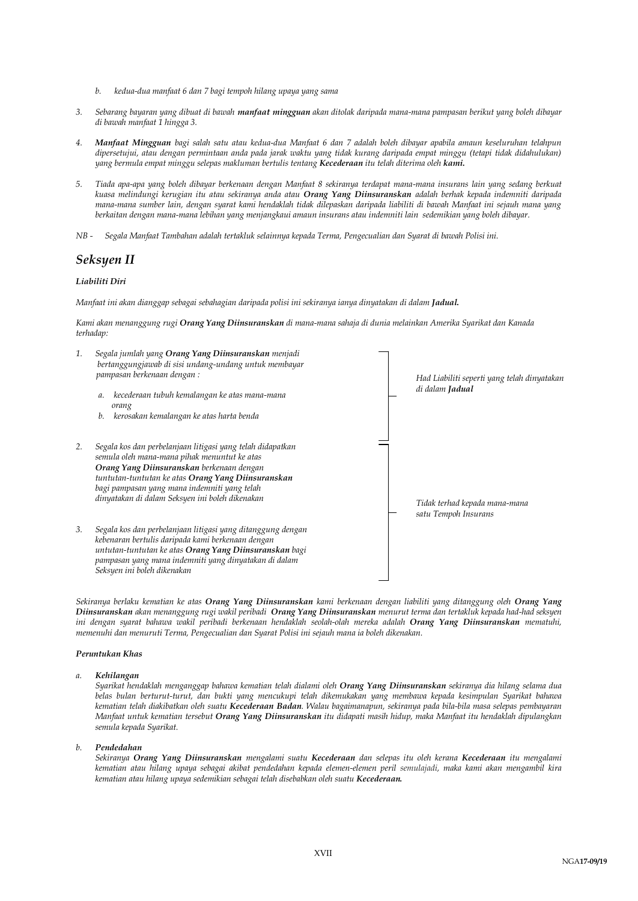*b. kedua-dua manfaat 6 dan 7 bagi tempoh hilang upaya yang sama*

*3. Sebarang bayaran yang dibuat di bawah **manfaat mingguan** akan ditolak daripada mana-mana pampasan berikut yang boleh dibayar di bawah manfaat 1 hingga 3.*

*4. **Manfaat Mingguan** bagi salah satu atau kedua-dua Manfaat 6 dan 7 adalah boleh dibayar apabila amaun keseluruhan telahpun dipersetujui, atau dengan permintaan anda pada jarak waktu yang tidak kurang daripada empat minggu (tetapi tidak didahulukan) yang bermula empat minggu selepas makluman bertulis tentang **Kecederaan** itu telah diterima oleh **kami.***

*5. Tiada apa-apa yang boleh dibayar berkenaan dengan Manfaat 8 sekiranya terdapat mana-mana insurans lain yang sedang berkuat kuasa melindungi kerugian itu atau sekiranya anda atau **Orang Yang Diinsuranskan** adalah berhak kepada indemniti daripada mana-mana sumber lain, dengan syarat kami hendaklah tidak dilepaskan daripada liabiliti di bawah Manfaat ini sejauh mana yang berkaitan dengan mana-mana lebihan yang menjangkaui amaun insurans atau indemniti lain sedemikian yang boleh dibayar.*

*NB - Segala Manfaat Tambahan adalah tertakluk selainnya kepada Terma, Pengecualian dan Syarat di bawah Polisi ini.*

## *Seksyen II*

***Liabiliti Diri***

*Manfaat ini akan dianggap sebagai sebahagian daripada polisi ini sekiranya ianya dinyatakan di dalam **Jadual.***

*Kami akan menanggung rugi **Orang Yang Diinsuranskan** di mana-mana sahaja di dunia melainkan Amerika Syarikat dan Kanada terhadap:*

*1. Segala jumlah yang **Orang Yang Diinsuranskan** menjadi bertanggungjawab di sisi undang-undang untuk membayar pampasan berkenaan dengan :*
   *a. kecederaan tubuh kemalangan ke atas mana-mana orang*
   *b. kerosakan kemalangan ke atas harta benda*

   — *Had Liabiliti seperti yang telah dinyatakan di dalam **Jadual***

*2. Segala kos dan perbelanjaan litigasi yang telah didapatkan semula oleh mana-mana pihak menuntut ke atas **Orang Yang Diinsuranskan** berkenaan dengan tuntutan-tuntutan ke atas **Orang Yang Diinsuranskan** bagi pampasan yang mana indemniti yang telah dinyatakan di dalam Seksyen ini boleh dikenakan*

*3. Segala kos dan perbelanjaan litigasi yang ditanggung dengan kebenaran bertulis daripada kami berkenaan dengan untutan-tuntutan ke atas **Orang Yang Diinsuranskan** bagi pampasan yang mana indemniti yang dinyatakan di dalam Seksyen ini boleh dikenakan*

   — *Tidak terhad kepada mana-mana satu Tempoh Insurans*

*Sekiranya berlaku kematian ke atas **Orang Yang Diinsuranskan** kami berkenaan dengan liabiliti yang ditanggung oleh **Orang Yang Diinsuranskan** akan menanggung rugi wakil peribadi **Orang Yang Diinsuranskan** menurut terma dan tertakluk kepada had-had seksyen ini dengan syarat bahawa wakil peribadi berkenaan hendaklah seolah-olah mereka adalah **Orang Yang Diinsuranskan** mematuhi, memenuhi dan menuruti Terma, Pengecualian dan Syarat Polisi ini sejauh mana ia boleh dikenakan.*

***Peruntukan Khas***

*a. **Kehilangan***
*Syarikat hendaklah menganggap bahawa kematian telah dialami oleh **Orang Yang Diinsuranskan** sekiranya dia hilang selama dua belas bulan berturut-turut, dan bukti yang mencukupi telah dikemukakan yang membawa kepada kesimpulan Syarikat bahawa kematian telah diakibatkan oleh suatu **Kecederaan Badan**. Walau bagaimanapun, sekiranya pada bila-bila masa selepas pembayaran Manfaat untuk kematian tersebut **Orang Yang Diinsuranskan** itu didapati masih hidup, maka Manfaat itu hendaklah dipulangkan semula kepada Syarikat.*

*b. **Pendedahan***
*Sekiranya **Orang Yang Diinsuranskan** mengalami suatu **Kecederaan** dan selepas itu oleh kerana **Kecederaan** itu mengalami kematian atau hilang upaya sebagai akibat pendedahan kepada elemen-elemen peril semulajadi, maka kami akan mengambil kira kematian atau hilang upaya sedemikian sebagai telah disebabkan oleh suatu **Kecederaan.***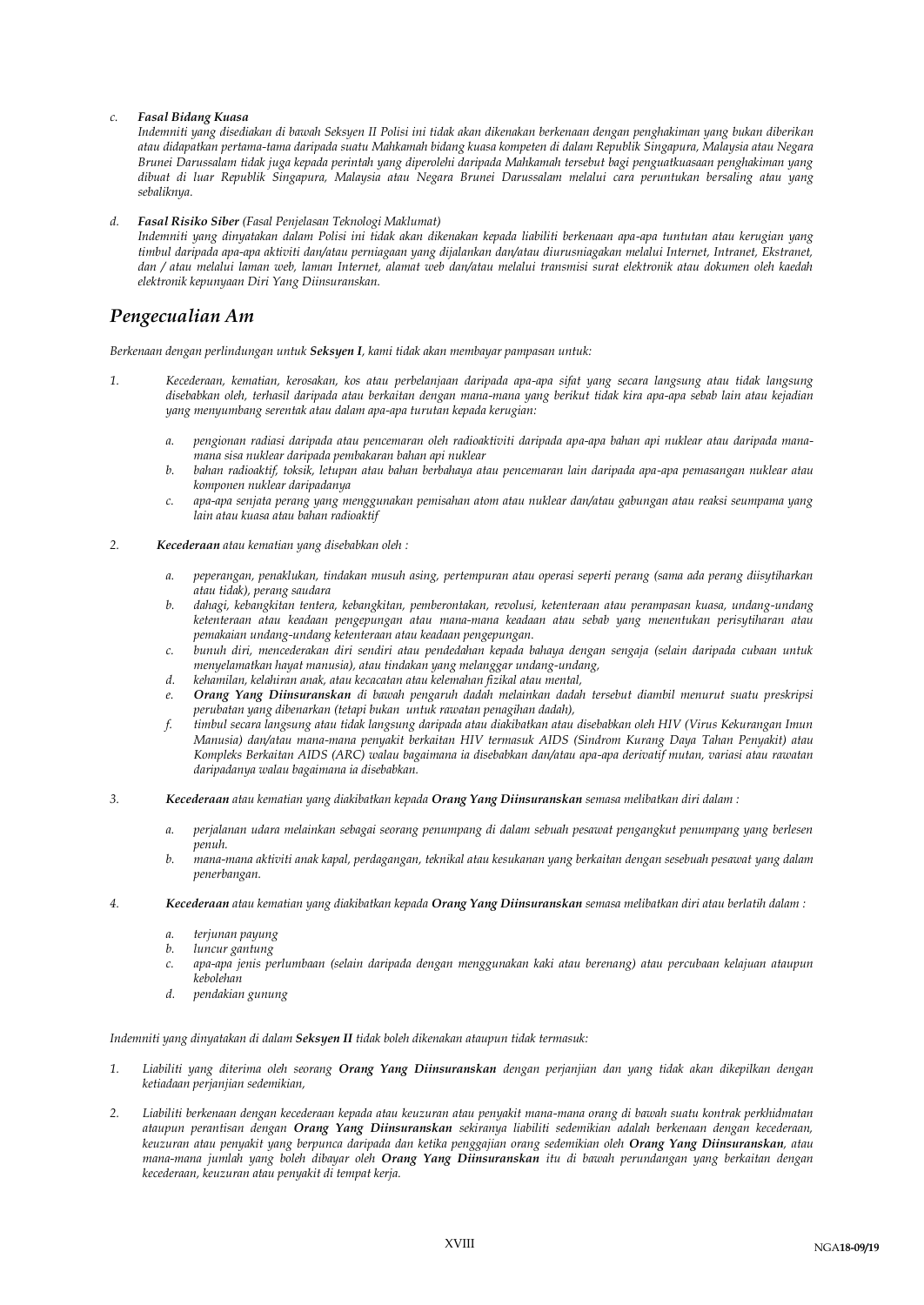c. ***Fasal Bidang Kuasa***
   *Indemniti yang disediakan di bawah Seksyen II Polisi ini tidak akan dikenakan berkenaan dengan penghakiman yang bukan diberikan atau didapatkan pertama-tama daripada suatu Mahkamah bidang kuasa kompeten di dalam Republik Singapura, Malaysia atau Negara Brunei Darussalam tidak juga kepada perintah yang diperoleh daripada Mahkamah tersebut bagi penguatkuasaan penghakiman yang dibuat di luar Republik Singapura, Malaysia atau Negara Brunei Darussalam melalui cara peruntukan bersaling atau yang sebaliknya.*

d. ***Fasal Risiko Siber*** *(Fasal Penjelasan Teknologi Maklumat)*
   *Indemniti yang dinyatakan dalam Polisi ini tidak akan dikenakan kepada liabiliti berkenaan apa-apa tuntutan atau kerugian yang timbul daripada apa-apa aktiviti dan/atau perniagaan yang dijalankan dan/atau diurusniagakan melalui Internet, Intranet, Ekstranet, dan / atau melalui laman web, laman Internet, alamat web dan/atau melalui transmisi surat elektronik atau dokumen oleh kaedah elektronik kepunyaan Diri Yang Diinsuranskan.*

## *Pengecualian Am*

*Berkenaan dengan perlindungan untuk **Seksyen I**, kami tidak akan membayar pampasan untuk:*

1. *Kecederaan, kematian, kerosakan, kos atau perbelanjaan daripada apa-apa sifat yang secara langsung atau tidak langsung disebabkan oleh, terhasil daripada atau berkaitan dengan mana-mana yang berikut tidak kira apa-apa sebab lain atau kejadian yang menyumbang serentak atau dalam apa-apa turutan kepada kerugian:*

   a. *pengionan radiasi daripada atau pencemaran oleh radioaktiviti daripada apa-apa bahan api nuklear atau daripada mana-mana sisa nuklear daripada pembakaran bahan api nuklear*
   b. *bahan radioaktif, toksik, letupan atau bahan berbahaya atau pencemaran lain daripada apa-apa pemasangan nuklear atau komponen nuklear daripadanya*
   c. *apa-apa senjata perang yang menggunakan pemisahan atom atau nuklear dan/atau gabungan atau reaksi seumpama yang lain atau kuasa atau bahan radioaktif*

2. ***Kecederaan** atau kematian yang disebabkan oleh :*

   a. *peperangan, penaklukan, tindakan musuh asing, pertempuran atau operasi seperti perang (sama ada perang diisytiharkan atau tidak), perang saudara*
   b. *dahagi, kebangkitan tentera, kebangkitan, pemberontakan, revolusi, ketenteraan atau perampasan kuasa, undang-undang ketenteraan atau keadaan pengepungan atau mana-mana keadaan atau sebab yang menentukan perisytiharan atau pemakaian undang-undang ketenteraan atau keadaan pengepungan.*
   c. *bunuh diri, mencederakan diri sendiri atau pendedahan kepada bahaya dengan sengaja (selain daripada cubaan untuk menyelamatkan hayat manusia), atau tindakan yang melanggar undang-undang,*
   d. *kehamilan, kelahiran anak, atau kecacatan atau kelemahan fizikal atau mental,*
   e. ***Orang Yang Diinsuranskan** di bawah pengaruh dadah melainkan dadah tersebut diambil menurut suatu preskripsi perubatan yang dibenarkan (tetapi bukan untuk rawatan penagihan dadah),*
   f. *timbul secara langsung atau tidak langsung daripada atau diakibatkan atau disebabkan oleh HIV (Virus Kekurangan Imun Manusia) dan/atau mana-mana penyakit berkaitan HIV termasuk AIDS (Sindrom Kurang Daya Tahan Penyakit) atau Kompleks Berkaitan AIDS (ARC) walau bagaimana ia disebabkan dan/atau apa-apa derivatif mutan, variasi atau rawatan daripadanya walau bagaimana ia disebabkan.*

3. ***Kecederaan** atau kematian yang diakibatkan kepada **Orang Yang Diinsuranskan** semasa melibatkan diri dalam :*

   a. *perjalanan udara melainkan sebagai seorang penumpang di dalam sebuah pesawat pengangkut penumpang yang berlesen penuh.*
   b. *mana-mana aktiviti anak kapal, perdagangan, teknikal atau kesukanan yang berkaitan dengan sesebuah pesawat yang dalam penerbangan.*

4. ***Kecederaan** atau kematian yang diakibatkan kepada **Orang Yang Diinsuranskan** semasa melibatkan diri atau berlatih dalam :*

   a. *terjunan payung*
   b. *luncur gantung*
   c. *apa-apa jenis perlumbaan (selain daripada dengan menggunakan kaki atau berenang) atau percubaan kelajuan ataupun kebolehan*
   d. *pendakian gunung*

*Indemniti yang dinyatakan di dalam **Seksyen II** tidak boleh dikenakan ataupun tidak termasuk:*

1. *Liabiliti yang diterima oleh seorang **Orang Yang Diinsuranskan** dengan perjanjian dan yang tidak akan dikepilkan dengan ketiadaan perjanjian sedemikian,*

2. *Liabiliti berkenaan dengan kecederaan kepada atau keuzuran atau penyakit mana-mana orang di bawah suatu kontrak perkhidmatan ataupun perantisan dengan **Orang Yang Diinsuranskan** sekiranya liabiliti sedemikian adalah berkenaan dengan kecederaan, keuzuran atau penyakit yang berpunca daripada dan ketika penggajian orang sedemikian oleh **Orang Yang Diinsuranskan**, atau mana-mana jumlah yang boleh dibayar oleh **Orang Yang Diinsuranskan** itu di bawah perundangan yang berkaitan dengan kecederaan, keuzuran atau penyakit di tempat kerja.*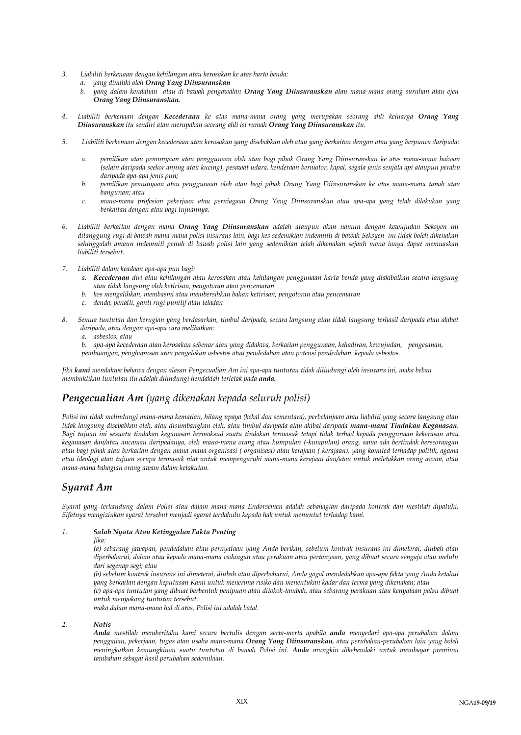3. *Liabiliti berkenaan dengan kehilangan atau kerosakan ke atas harta benda:*
   a. *yang dimiliki oleh **Orang Yang Diinsuranskan***
   b. *yang dalam kendalian atau di bawah pengawalan **Orang Yang Diinsuranskan** atau mana-mana orang suruhan atau ejen **Orang Yang Diinsuranskan.***

4. *Liabiliti berkenaan dengan **Kecederaan** ke atas mana-mana orang yang merupakan seorang ahli keluarga **Orang Yang Diinsuranskan** itu sendiri atau merupakan seorang ahli isi rumah **Orang Yang Diinsuranskan** itu.*

5. *Liabiliti berkenaan dengan kecederaan atau kerosakan yang disebabkan oleh atau yang berkaitan dengan atau yang berpunca daripada:*

   a. *pemilikan atau pemunyaan atau penggunaan oleh atau bagi pihak Orang Yang Diinsuranskan ke atas mana-mana haiwan (selain daripada seekor anjing atau kucing), pesawat udara, kenderaan bermotor, kapal, segala jenis senjata api ataupun perahu daripada apa-apa jenis pun;*
   b. *pemilikan pemunyaan atau penggunaan oleh atau bagi pihak Orang Yang Diinsuranskan ke atas mana-mana tanah atau bangunan; atau*
   c. *mana-mana profesion pekerjaan atau perniagaan Orang Yang Diinsuranskan atau apa-apa yang telah dilakukan yang berkaitan dengan atau bagi tujuannya.*

6. *Liabiliti berkaitan dengan mana **Orang Yang Diinsuranskan** adalah ataupun akan namun dengan kewujudan Seksyen ini ditanggung rugi di bawah mana-mana polisi insurans lain, bagi kes sedemikian indemniti di bawah Seksyen ini tidak boleh dikenakan sehinggalah amaun indemniti penuh di bawah polisi lain yang sedemikian telah dikenakan sejauh mana ianya dapat memuaskan liabiliti tersebut.*

7. *Liabiliti dalam keadaan apa-apa pun bagi:*
   a. ***Kecederaan** diri atau kehilangan atau kerosakan atau kehilangan penggunaan harta benda yang diakibatkan secara langsung atau tidak langsung oleh ketirisan, pengotoran atau pencemaran*
   b. *kos mengalihkan, membasmi atau membersihkan bahan ketirisan, pengotoran atau pencemaran*
   c. *denda, penalti, ganti rugi punitif atau teladan*

8. *Semua tuntutan dan kerugian yang berdasarkan, timbul daripada, secara langsung atau tidak langsung terhasil daripada atau akibat daripada, atau dengan apa-apa cara melibatkan:*
   a. *asbestos, atau*
   b. *apa-apa kecederaan atau kerosakan sebenar atau yang didakwa, berkaitan penggunaan, kehadiran, kewujudan, pengesanan, pembuangan, penghapusan atau pengelakan asbestos atau pendedahan atau potensi pendedahan kepada asbestos.*

*Jika **kami** mendakwa bahawa dengan alasan Pengecualian Am ini apa-apa tuntutan tidak dilindungi oleh insurans ini, maka beban membuktikan tuntutan itu adalah dilindungi hendaklah terletak pada **anda.***

## *Pengecualian Am (yang dikenakan kepada seluruh polisi)*

*Polisi ini tidak melindungi mana-mana kematian, hilang upaya (kekal dan sementara), perbelanjaan atau liabiliti yang secara langsung atau tidak langsung disebabkan oleh, atau disumbangkan oleh, atau timbul daripada atau akibat daripada **mana-mana Tindakan Keganasan**. Bagi tujuan ini sesuatu tindakan keganasan bermaksud suatu tindakan termasuk tetapi tidak terhad kepada penggunaan kekerasan atau keganasan dan/atau ancaman daripadanya, oleh mana-mana orang atau kumpulan (-kumpulan) orang, sama ada bertindak berseorangan atau bagi pihak atau berkaitan dengan mana-mana organisasi (-organisasi) atau kerajaan (-kerajaan), yang komited terhadap politik, agama atau ideologi atau tujuan serupa termasuk niat untuk mempengaruhi mana-mana kerajaan dan/atau untuk meletakkan orang awam, atau mana-mana bahagian orang awam dalam ketakutan.*

## *Syarat Am*

*Syarat yang terkandung dalam Polisi atau dalam mana-mana Endorsemen adalah sebahagian daripada kontrak dan mestilah dipatuhi. Sifatnya mengizinkan syarat tersebut menjadi syarat terdahulu kepada hak untuk menuntut terhadap kami.*

1. ***Salah Nyata Atau Ketinggalan Fakta Penting***

   *Jika:*

   *(a) sebarang jawapan, pendedahan atau pernyataan yang Anda berikan, sebelum kontrak insurans ini dimeterai, diubah atau diperbaharui, dalam atau kepada mana-mana cadangan atau perakuan atau pertanyaan, yang dibuat secara sengaja atau melulu dari segenap segi; atau*

   *(b) sebelum kontrak insurans ini dimeterai, diubah atau diperbaharui, Anda gagal mendedahkan apa-apa fakta yang Anda ketahui yang berkaitan dengan keputusan Kami untuk menerima risiko dan menentukan kadar dan terma yang dikenakan; atau*

   *(c) apa-apa tuntutan yang dibuat berbentuk penipuan atau ditokok-tambah, atau sebarang perakuan atau kenyataan palsu dibuat untuk menyokong tuntutan tersebut.*

   *maka dalam mana-mana hal di atas, Polisi ini adalah batal.*

2. ***Notis***

   ***Anda** mestilah memberitahu kami secara bertulis dengan serta-merta apabila **anda** menyedari apa-apa perubahan dalam penggajian, pekerjaan, tugas atau usaha mana-mana **Orang Yang Diinsuranskan**, atau perubahan-perubahan lain yang boleh meningkatkan kemungkinan suatu tuntutan di bawah Polisi ini. **Anda** mungkin dikehendaki untuk membayar premium tambahan sebagai hasil perubahan sedemikian.*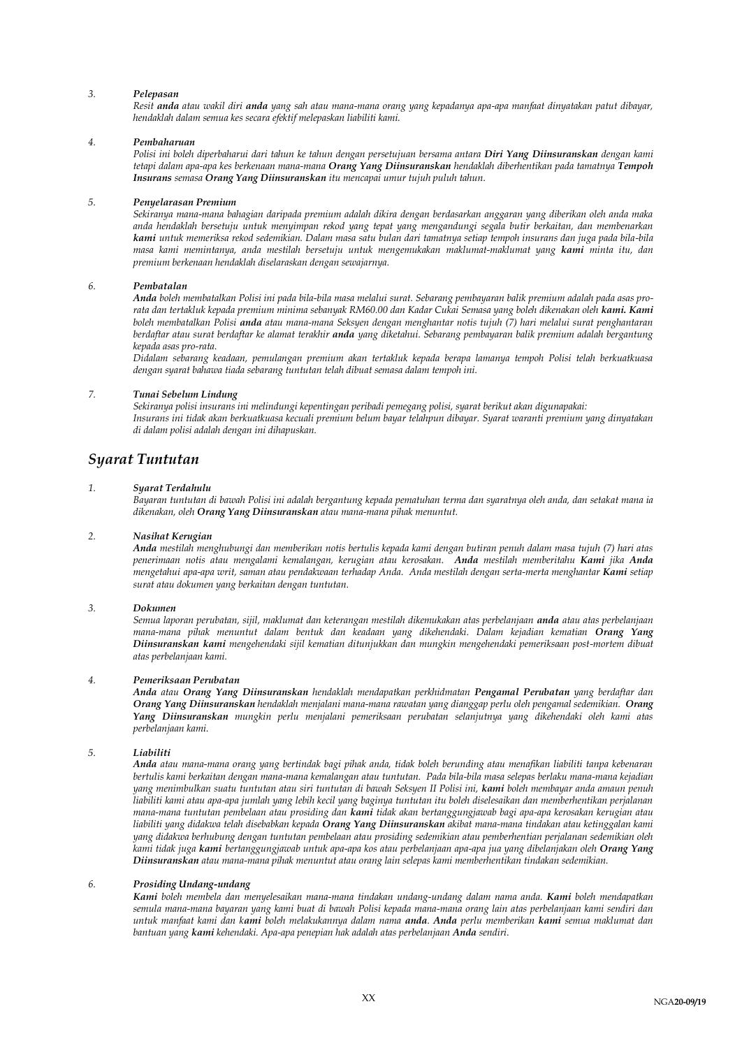*3.* ***Pelepasan***

*Resit **anda** atau wakil diri **anda** yang sah atau mana-mana orang yang kepadanya apa-apa manfaat dinyatakan patut dibayar, hendaklah dalam semua kes secara efektif melepaskan liabiliti kami.*

*4.* ***Pembaharuan***

*Polisi ini boleh diperbaharui dari tahun ke tahun dengan persetujuan bersama antara **Diri Yang Diinsuranskan** dengan kami tetapi dalam apa-apa kes berkenaan mana-mana **Orang Yang Diinsuranskan** hendaklah diberhentikan pada tamatnya **Tempoh Insurans** semasa **Orang Yang Diinsuranskan** itu mencapai umur tujuh puluh tahun.*

*5.* ***Penyelarasan Premium***

*Sekiranya mana-mana bahagian daripada premium adalah dikira dengan berdasarkan anggaran yang diberikan oleh anda maka anda hendaklah bersetuju untuk menyimpan rekod yang tepat yang mengandungi segala butir berkaitan, dan membenarkan **kami** untuk memeriksa rekod sedemikian. Dalam masa satu bulan dari tamatnya setiap tempoh insurans dan juga pada bila-bila masa kami memintanya, anda mestilah bersetuju untuk mengemukakan maklumat-maklumat yang **kami** minta itu, dan premium berkenaan hendaklah diselaraskan dengan sewajarnya.*

*6.* ***Pembatalan***

***Anda** boleh membatalkan Polisi ini pada bila-bila masa melalui surat. Sebarang pembayaran balik premium adalah pada asas pro-rata dan tertakluk kepada premium minima sebanyak RM60.00 dan Kadar Cukai Semasa yang boleh dikenakan oleh **kami. Kami** boleh membatalkan Polisi **anda** atau mana-mana Seksyen dengan menghantar notis tujuh (7) hari melalui surat penghantaran berdaftar atau surat berdaftar ke alamat terakhir **anda** yang diketahui. Sebarang pembayaran balik premium adalah bergantung kepada asas pro-rata.*

*Didalam sebarang keadaan, pemulangan premium akan tertakluk kepada berapa lamanya tempoh Polisi telah berkuatkuasa dengan syarat bahawa tiada sebarang tuntutan telah dibuat semasa dalam tempoh ini.*

*7.* ***Tunai Sebelum Lindung***

*Sekiranya polisi insurans ini melindungi kepentingan peribadi pemegang polisi, syarat berikut akan digunapakai:*

*Insurans ini tidak akan berkuatkuasa kecuali premium belum bayar telahpun dibayar. Syarat waranti premium yang dinyatakan di dalam polisi adalah dengan ini dihapuskan.*

## *Syarat Tuntutan*

*1.* ***Syarat Terdahulu***

*Bayaran tuntutan di bawah Polisi ini adalah bergantung kepada pematuhan terma dan syaratnya oleh anda, dan setakat mana ia dikenakan, oleh **Orang Yang Diinsuranskan** atau mana-mana pihak menuntut.*

*2.* ***Nasihat Kerugian***

***Anda** mestilah menghubungi dan memberikan notis bertulis kepada kami dengan butiran penuh dalam masa tujuh (7) hari atas penerimaan notis atau mengalami kemalangan, kerugian atau kerosakan. **Anda** mestilah memberitahu **Kami** jika **Anda** mengetahui apa-apa writ, saman atau pendakwaan terhadap Anda. Anda mestilah dengan serta-merta menghantar **Kami** setiap surat atau dokumen yang berkaitan dengan tuntutan.*

*3.* ***Dokumen***

*Semua laporan perubatan, sijil, maklumat dan keterangan mestilah dikemukakan atas perbelanjaan **anda** atau atas perbelanjaan mana-mana pihak menuntut dalam bentuk dan keadaan yang dikehendaki. Dalam kejadian kematian **Orang Yang Diinsuranskan kami** mengehendaki sijil kematian ditunjukkan dan mungkin mengehendaki pemeriksaan post-mortem dibuat atas perbelanjaan kami.*

*4.* ***Pemeriksaan Perubatan***

***Anda** atau **Orang Yang Diinsuranskan** hendaklah mendapatkan perkhidmatan **Pengamal Perubatan** yang berdaftar dan **Orang Yang Diinsuranskan** hendaklah menjalani mana-mana rawatan yang dianggap perlu oleh pengamal sedemikian. **Orang Yang Diinsuranskan** mungkin perlu menjalani pemeriksaan perubatan selanjutnya yang dikehendaki oleh kami atas perbelanjaan kami.*

*5.* ***Liabiliti***

***Anda** atau mana-mana orang yang bertindak bagi pihak anda, tidak boleh berunding atau menafikan liabiliti tanpa kebenaran bertulis kami berkaitan dengan mana-mana kemalangan atau tuntutan. Pada bila-bila masa selepas berlaku mana-mana kejadian yang menimbulkan suatu tuntutan atau siri tuntutan di bawah Seksyen II Polisi ini, **kami** boleh membayar anda amaun penuh liabiliti kami atau apa-apa jumlah yang lebih kecil yang baginya tuntutan itu boleh diselesaikan dan memberhentikan perjalanan mana-mana tuntutan pembelaan atau prosiding dan **kami** tidak akan bertanggungjawab bagi apa-apa kerosakan kerugian atau liabiliti yang didakwa telah disebabkan kepada **Orang Yang Diinsuranskan** akibat mana-mana tindakan atau ketinggalan kami yang didakwa berhubung dengan tuntutan pembelaan atau prosiding sedemikian atau pemberhentian perjalanan sedemikian oleh kami tidak juga **kami** bertanggungjawab untuk apa-apa kos atau perbelanjaan apa-apa jua yang dibelanjakan oleh **Orang Yang Diinsuranskan** atau mana-mana pihak menuntut atau orang lain selepas kami memberhentikan tindakan sedemikian.*

*6.* ***Prosiding Undang-undang***

***Kami** boleh membela dan menyelesaikan mana-mana tindakan undang-undang dalam nama anda. **Kami** boleh mendapatkan semula mana-mana bayaran yang kami buat di bawah Polisi kepada mana-mana orang lain atas perbelanjaan kami sendiri dan untuk manfaat kami dan k**ami** boleh melakukannya dalam nama **anda**. **Anda** perlu memberikan **kami** semua maklumat dan bantuan yang **kami** kehendaki. Apa-apa penepian hak adalah atas perbelanjaan **Anda** sendiri.*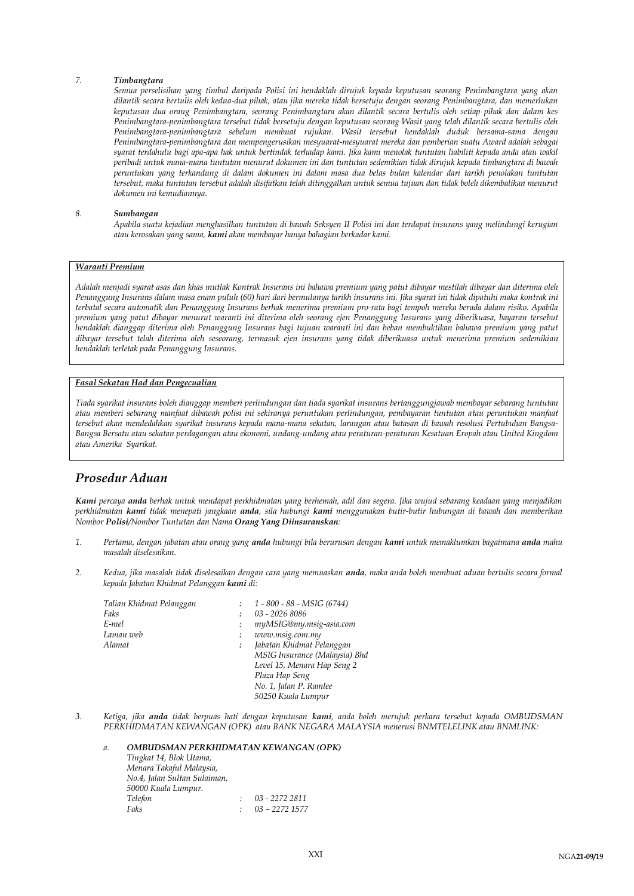7. ***Timbangtara***

   *Semua perselisihan yang timbul daripada Polisi ini hendaklah dirujuk kepada keputusan seorang Penimbangtara yang akan dilantik secara bertulis oleh kedua-dua pihak, atau jika mereka tidak bersetuju dengan seorang Penimbangtara, dan memerlukan keputusan dua orang Penimbangtara, seorang Penimbangtara akan dilantik secara bertulis oleh setiap pihak dan dalam kes Penimbangtara-penimbangtara tersebut tidak bersetuju dengan keputusan seorang Wasit yang telah dilantik secara bertulis oleh Penimbangtara-penimbangtara sebelum membuat rujukan. Wasit tersebut hendaklah duduk bersama-sama dengan Penimbangtara-penimbangtara dan mempengerusikan mesyuarat-mesyuarat mereka dan pemberian suatu Award adalah sebagai syarat terdahulu bagi apa-apa hak untuk bertindak terhadap kami. Jika kami menolak tuntutan liabiliti kepada anda atau wakil peribadi untuk mana-mana tuntutan menurut dokumen ini dan tuntutan sedemikian tidak dirujuk kepada timbangtara di bawah peruntukan yang terkandung di dalam dokumen ini dalam masa dua belas bulan kalendar dari tarikh penolakan tuntutan tersebut, maka tuntutan tersebut adalah disifatkan telah ditinggalkan untuk semua tujuan dan tidak boleh dikembalikan menurut dokumen ini kemudiannya.*

8. ***Sumbangan***

   *Apabila suatu kejadian menghasilkan tuntutan di bawah Seksyen II Polisi ini dan terdapat insurans yang melindungi kerugian atau kerosakan yang sama, **kami** akan membayar hanya bahagian berkadar kami.*

***Waranti Premium***

*Adalah menjadi syarat asas dan khas mutlak Kontrak Insurans ini bahawa premium yang patut dibayar mestilah dibayar dan diterima oleh Penanggung Insurans dalam masa enam puluh (60) hari dari bermulanya tarikh insurans ini. Jika syarat ini tidak dipatuhi maka kontrak ini terbatal secara automatik dan Penanggung Insurans berhak menerima premium pro-rata bagi tempoh mereka berada dalam risiko. Apabila premium yang patut dibayar menurut waranti ini diterima oleh seorang ejen Penanggung Insurans yang diberikuasa, bayaran tersebut hendaklah dianggap diterima oleh Penanggung Insurans bagi tujuan waranti ini dan beban membuktikan bahawa premium yang patut dibayar tersebut telah diterima oleh seseorang, termasuk ejen insurans yang tidak diberikuasa untuk menerima premium sedemikian hendaklah terletak pada Penanggung Insurans.*

***Fasal Sekatan Had dan Pengecualian***

*Tiada syarikat insurans boleh dianggap memberi perlindungan dan tiada syarikat insurans bertanggungjawab membayar sebarang tuntutan atau memberi sebarang manfaat dibawah polisi ini sekiranya peruntukan perlindungan, pembayaran tuntutan atau peruntukan manfaat tersebut akan mendedahkan syarikat insurans kepada mana-mana sekatan, larangan atau batasan di bawah resolusi Pertubuhan Bangsa-Bangsa Bersatu atau sekatan perdagangan atau ekonomi, undang-undang atau peraturan-peraturan Kesatuan Eropah atau United Kingdom atau Amerika Syarikat.*

## *Prosedur Aduan*

***Kami** percaya **anda** berhak untuk mendapat perkhidmatan yang berhemah, adil dan segera. Jika wujud sebarang keadaan yang menjadikan perkhidmatan **kami** tidak menepati jangkaan **anda**, sila hubungi **kami** menggunakan butir-butir hubungan di bawah dan memberikan Nombor **Polisi/**Nombor Tuntutan dan Nama **Orang Yang Diinsuranskan**:*

1. *Pertama, dengan jabatan atau orang yang **anda** hubungi bila berurusan dengan **kami** untuk memaklumkan bagaimana **anda** mahu masalah diselesaikan.*

2. *Kedua, jika masalah tidak diselesaikan dengan cara yang memuaskan **anda**, maka anda boleh membuat aduan bertulis secara formal kepada Jabatan Khidmat Pelanggan **kami** di:*

| | | |
|---|---|---|
| *Talian Khidmat Pelanggan* | : | *1 - 800 - 88 - MSIG (6744)* |
| *Faks* | : | *03 - 2026 8086* |
| *E-mel* | : | *myMSIG@my.msig-asia.com* |
| *Laman web* | : | *www.msig.com.my* |
| *Alamat* | : | *Jabatan Khidmat Pelanggan*<br>*MSIG Insurance (Malaysia) Bhd*<br>*Level 15, Menara Hap Seng 2*<br>*Plaza Hap Seng*<br>*No. 1, Jalan P. Ramlee*<br>*50250 Kuala Lumpur* |

3. *Ketiga, jika **anda** tidak berpuas hati dengan keputusan **kami**, anda boleh merujuk perkara tersebut kepada OMBUDSMAN PERKHIDMATAN KEWANGAN (OPK) atau BANK NEGARA MALAYSIA menerusi BNMTELELINK atau BNMLINK:*

   a. ***OMBUDSMAN PERKHIDMATAN KEWANGAN (OPK)***

   *Tingkat 14, Blok Utama,*
   *Menara Takaful Malaysia,*
   *No.4, Jalan Sultan Sulaiman,*
   *50000 Kuala Lumpur.*

| | | |
|---|---|---|
| *Telefon* | : | *03 - 2272 2811* |
| *Faks* | : | *03 – 2272 1577* |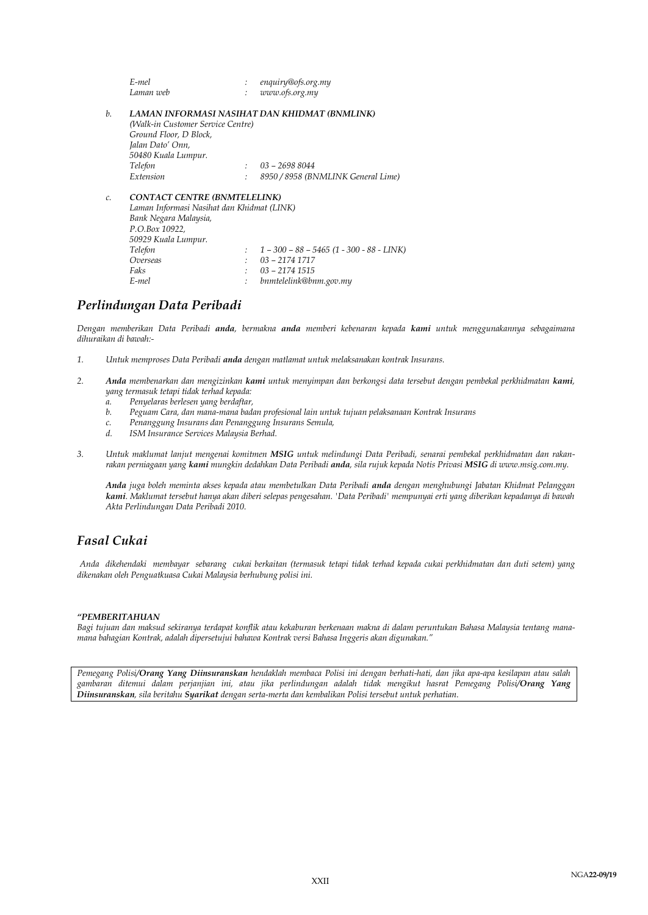| | | |
|---|---|---|
| *E-mel* | : | *enquiry@ofs.org.my* |
| *Laman web* | : | *www.ofs.org.my* |

*b.* ***LAMAN INFORMASI NASIHAT DAN KHIDMAT (BNMLINK)***

*(Walk-in Customer Service Centre)*
*Ground Floor, D Block,*
*Jalan Dato' Onn,*
*50480 Kuala Lumpur.*

| | | |
|---|---|---|
| *Telefon* | : | *03 – 2698 8044* |
| *Extension* | : | *8950 / 8958 (BNMLINK General Lime)* |

*c.* ***CONTACT CENTRE (BNMTELELINK)***

*Laman Informasi Nasihat dan Khidmat (LINK)*
*Bank Negara Malaysia,*
*P.O.Box 10922,*
*50929 Kuala Lumpur.*

| | | |
|---|---|---|
| *Telefon* | : | *1 – 300 – 88 – 5465 (1 - 300 - 88 - LINK)* |
| *Overseas* | : | *03 – 2174 1717* |
| *Faks* | : | *03 – 2174 1515* |
| *E-mel* | : | *bnmtelelink@bnm.gov.my* |

## *Perlindungan Data Peribadi*

*Dengan memberikan Data Peribadi **anda**, bermakna **anda** memberi kebenaran kepada **kami** untuk menggunakannya sebagaimana dihuraikan di bawah:-*

1. *Untuk memproses Data Peribadi **anda** dengan matlamat untuk melaksanakan kontrak Insurans.*

2. ***Anda** membenarkan dan mengizinkan **kami** untuk menyimpan dan berkongsi data tersebut dengan pembekal perkhidmatan **kami**, yang termasuk tetapi tidak terhad kepada:*
   a. *Penyelaras berlesen yang berdaftar,*
   b. *Peguam Cara, dan mana-mana badan profesional lain untuk tujuan pelaksanaan Kontrak Insurans*
   c. *Penanggung Insurans dan Penanggung Insurans Semula,*
   d. *ISM Insurance Services Malaysia Berhad.*

3. *Untuk maklumat lanjut mengenai komitmen **MSIG** untuk melindungi Data Peribadi, senarai pembekal perkhidmatan dan rakan-rakan perniagaan yang **kami** mungkin dedahkan Data Peribadi **anda**, sila rujuk kepada Notis Privasi **MSIG** di www.msig.com.my.*

   ***Anda** juga boleh meminta akses kepada atau membetulkan Data Peribadi **anda** dengan menghubungi Jabatan Khidmat Pelanggan **kami**. Maklumat tersebut hanya akan diberi selepas pengesahan. 'Data Peribadi' mempunyai erti yang diberikan kepadanya di bawah Akta Perlindungan Data Peribadi 2010.*

## *Fasal Cukai*

*Anda dikehendaki membayar sebarang cukai berkaitan (termasuk tetapi tidak terhad kepada cukai perkhidmatan dan duti setem) yang dikenakan oleh Penguatkuasa Cukai Malaysia berhubung polisi ini.*

***"PEMBERITAHUAN***
*Bagi tujuan dan maksud sekiranya terdapat konflik atau kekaburan berkenaan makna di dalam peruntukan Bahasa Malaysia tentang mana-mana bahagian Kontrak, adalah dipersetujui bahawa Kontrak versi Bahasa Inggeris akan digunakan."*

*Pemegang Polisi/**Orang Yang Diinsuranskan** hendaklah membaca Polisi ini dengan berhati-hati, dan jika apa-apa kesilapan atau salah gambaran ditemui dalam perjanjian ini, atau jika perlindungan adalah tidak mengikut hasrat Pemegang Polisi/**Orang Yang Diinsuranskan**, sila beritahu **Syarikat** dengan serta-merta dan kembalikan Polisi tersebut untuk perhatian.*